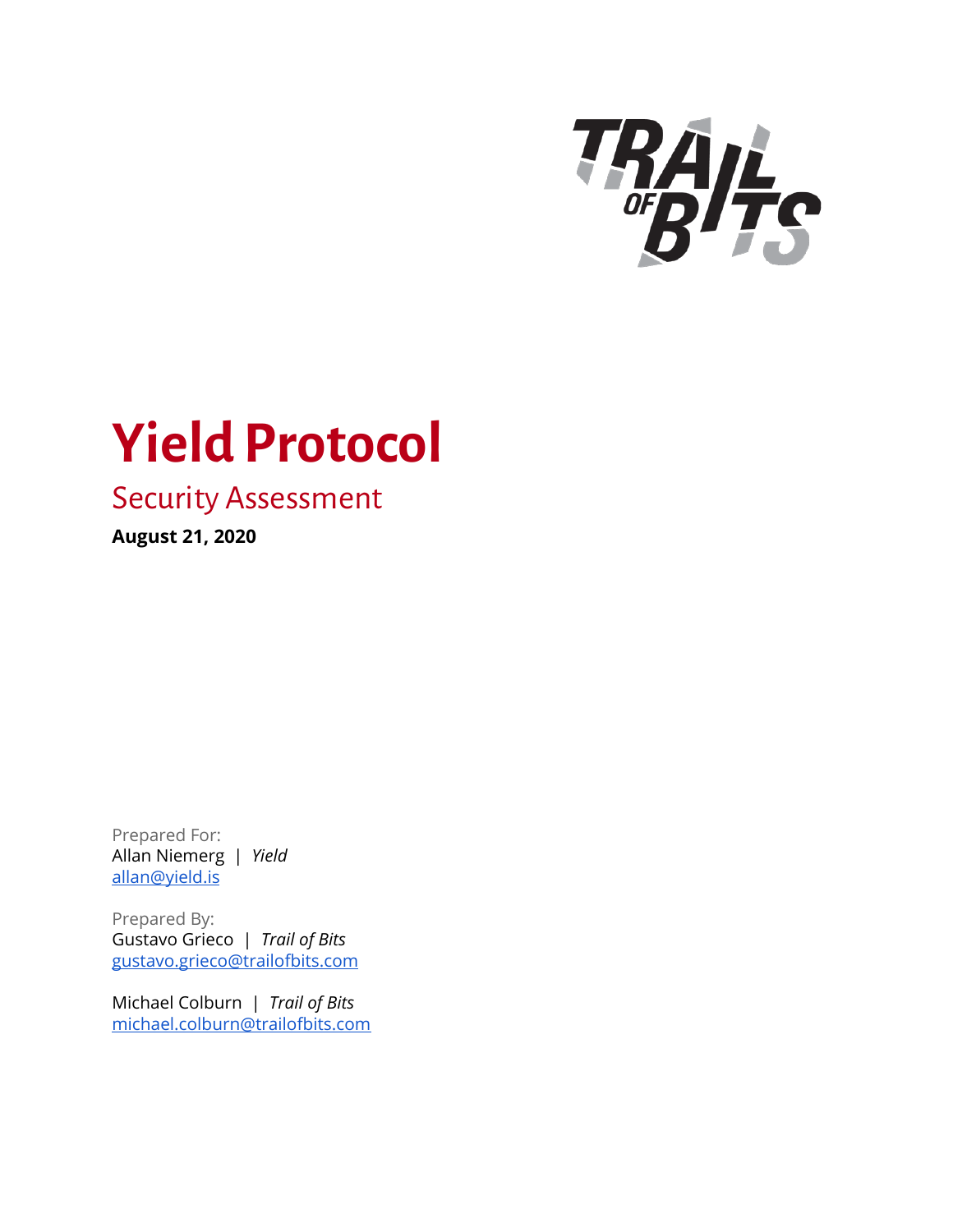# Yield Protocol

## Security Assessment

**August 21, 2020**

Prepared For:
Allan Niemerg | *Yield*
allan@yield.is

Prepared By:
Gustavo Grieco | *Trail of Bits*
gustavo.grieco@trailofbits.com

Michael Colburn | *Trail of Bits*
michael.colburn@trailofbits.com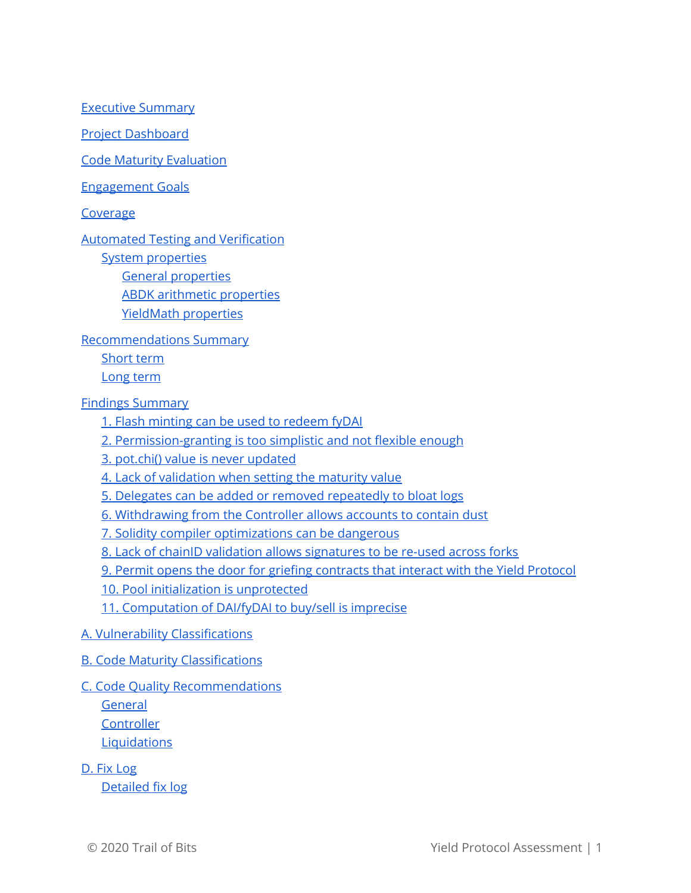Executive Summary

Project Dashboard

Code Maturity Evaluation

Engagement Goals

Coverage

Automated Testing and Verification

- System properties
  - General properties
  - ABDK arithmetic properties
  - YieldMath properties

Recommendations Summary

- Short term
- Long term

Findings Summary

- 1. Flash minting can be used to redeem fyDAI
- 2. Permission-granting is too simplistic and not flexible enough
- 3. pot.chi() value is never updated
- 4. Lack of validation when setting the maturity value
- 5. Delegates can be added or removed repeatedly to bloat logs
- 6. Withdrawing from the Controller allows accounts to contain dust
- 7. Solidity compiler optimizations can be dangerous
- 8. Lack of chainID validation allows signatures to be re-used across forks
- 9. Permit opens the door for griefing contracts that interact with the Yield Protocol
- 10. Pool initialization is unprotected
- 11. Computation of DAI/fyDAI to buy/sell is imprecise

A. Vulnerability Classifications

B. Code Maturity Classifications

C. Code Quality Recommendations

- General
- Controller
- Liquidations

D. Fix Log

- Detailed fix log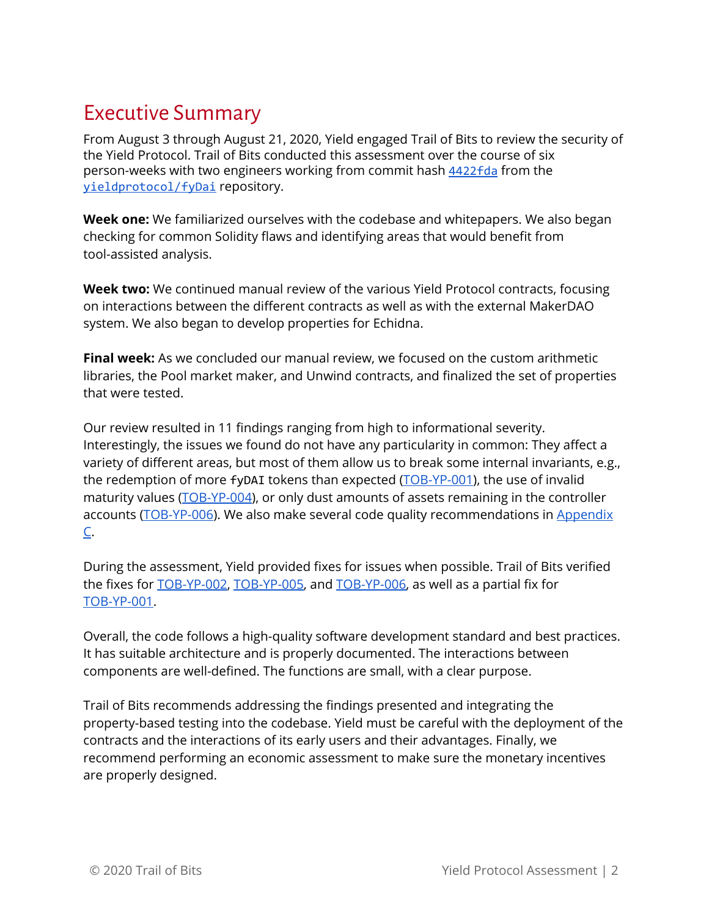# Executive Summary

From August 3 through August 21, 2020, Yield engaged Trail of Bits to review the security of the Yield Protocol. Trail of Bits conducted this assessment over the course of six person-weeks with two engineers working from commit hash `4422fda` from the `yieldprotocol/fyDai` repository.

**Week one:** We familiarized ourselves with the codebase and whitepapers. We also began checking for common Solidity flaws and identifying areas that would benefit from tool-assisted analysis.

**Week two:** We continued manual review of the various Yield Protocol contracts, focusing on interactions between the different contracts as well as with the external MakerDAO system. We also began to develop properties for Echidna.

**Final week:** As we concluded our manual review, we focused on the custom arithmetic libraries, the Pool market maker, and Unwind contracts, and finalized the set of properties that were tested.

Our review resulted in 11 findings ranging from high to informational severity. Interestingly, the issues we found do not have any particularity in common: They affect a variety of different areas, but most of them allow us to break some internal invariants, e.g., the redemption of more `fyDAI` tokens than expected (TOB-YP-001), the use of invalid maturity values (TOB-YP-004), or only dust amounts of assets remaining in the controller accounts (TOB-YP-006). We also make several code quality recommendations in Appendix C.

During the assessment, Yield provided fixes for issues when possible. Trail of Bits verified the fixes for TOB-YP-002, TOB-YP-005, and TOB-YP-006, as well as a partial fix for TOB-YP-001.

Overall, the code follows a high-quality software development standard and best practices. It has suitable architecture and is properly documented. The interactions between components are well-defined. The functions are small, with a clear purpose.

Trail of Bits recommends addressing the findings presented and integrating the property-based testing into the codebase. Yield must be careful with the deployment of the contracts and the interactions of its early users and their advantages. Finally, we recommend performing an economic assessment to make sure the monetary incentives are properly designed.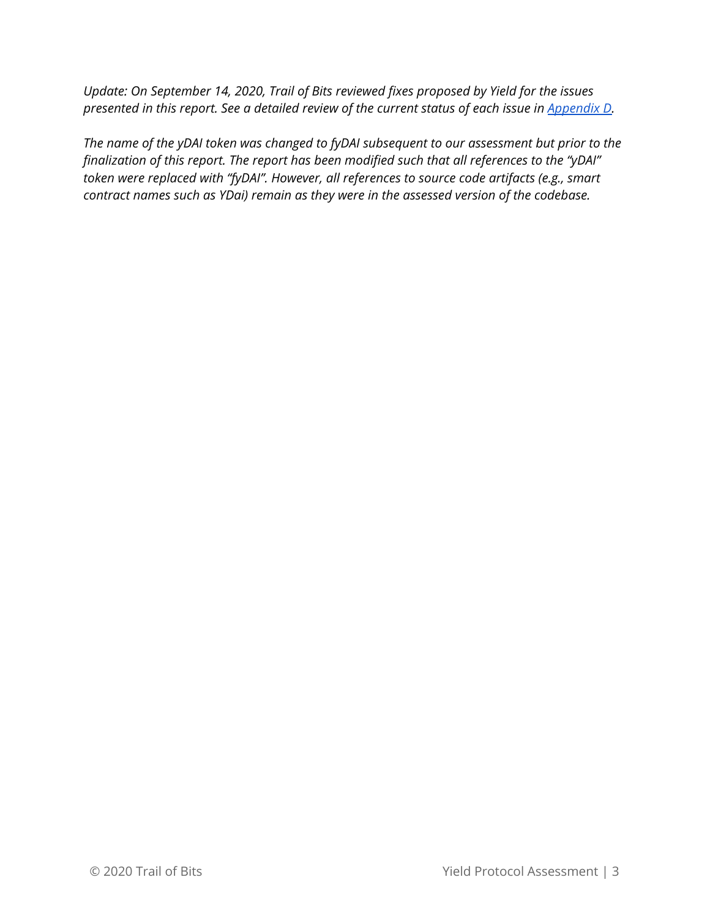*Update: On September 14, 2020, Trail of Bits reviewed fixes proposed by Yield for the issues presented in this report. See a detailed review of the current status of each issue in [Appendix D](#).*

*The name of the yDAI token was changed to fyDAI subsequent to our assessment but prior to the finalization of this report. The report has been modified such that all references to the "yDAI" token were replaced with "fyDAI". However, all references to source code artifacts (e.g., smart contract names such as YDai) remain as they were in the assessed version of the codebase.*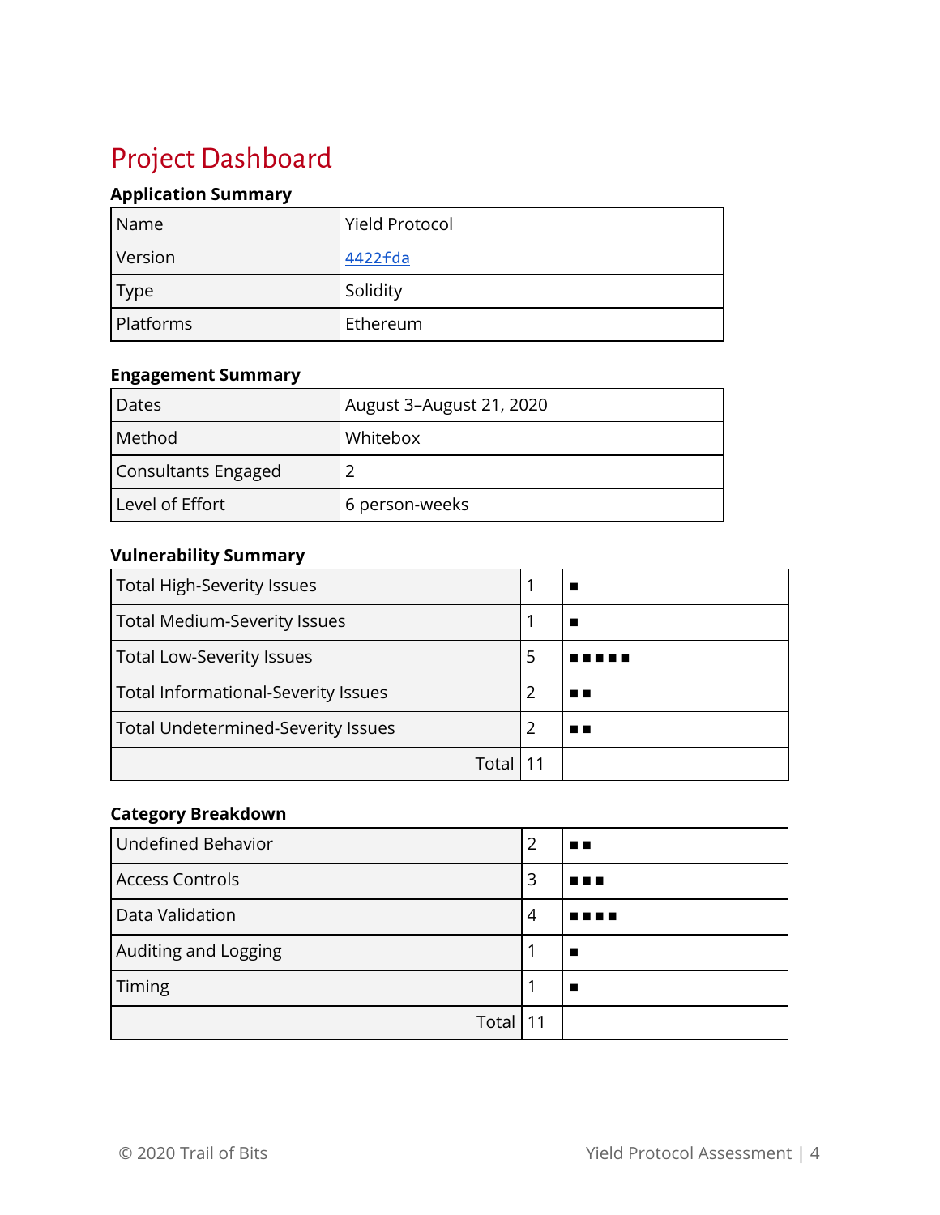# Project Dashboard

### Application Summary

| Name | Yield Protocol |
|---|---|
| Version | [4422fda](4422fda) |
| Type | Solidity |
| Platforms | Ethereum |

### Engagement Summary

| Dates | August 3–August 21, 2020 |
|---|---|
| Method | Whitebox |
| Consultants Engaged | 2 |
| Level of Effort | 6 person-weeks |

### Vulnerability Summary

| Total High-Severity Issues | 1 | ■ |
|---|---|---|
| Total Medium-Severity Issues | 1 | ■ |
| Total Low-Severity Issues | 5 | ■■■■■ |
| Total Informational-Severity Issues | 2 | ■■ |
| Total Undetermined-Severity Issues | 2 | ■■ |
| Total | 11 | |

### Category Breakdown

| Undefined Behavior | 2 | ■■ |
|---|---|---|
| Access Controls | 3 | ■■■ |
| Data Validation | 4 | ■■■■ |
| Auditing and Logging | 1 | ■ |
| Timing | 1 | ■ |
| Total | 11 | |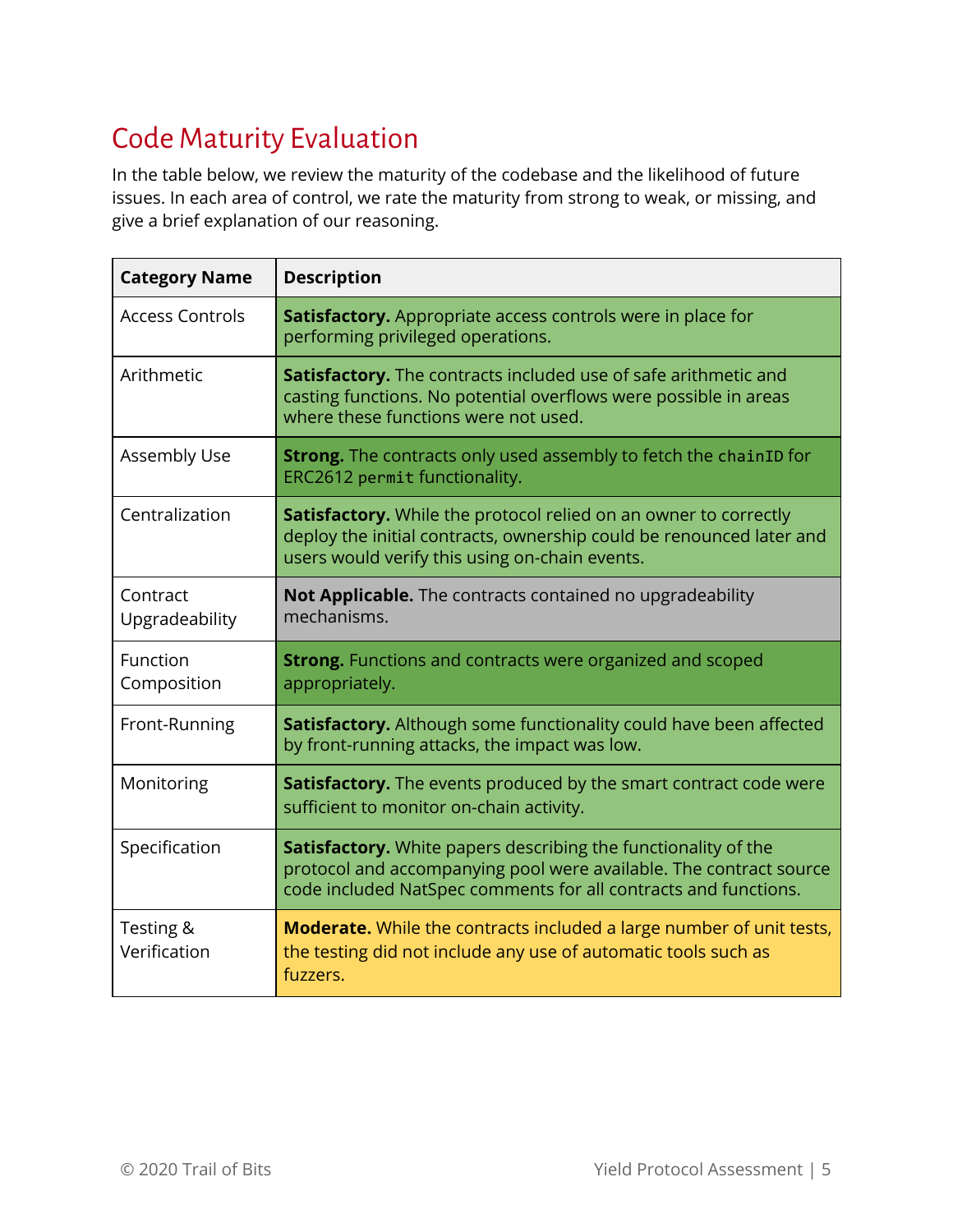## Code Maturity Evaluation

In the table below, we review the maturity of the codebase and the likelihood of future issues. In each area of control, we rate the maturity from strong to weak, or missing, and give a brief explanation of our reasoning.

| Category Name | Description |
|---|---|
| Access Controls | **Satisfactory.** Appropriate access controls were in place for performing privileged operations. |
| Arithmetic | **Satisfactory.** The contracts included use of safe arithmetic and casting functions. No potential overflows were possible in areas where these functions were not used. |
| Assembly Use | **Strong.** The contracts only used assembly to fetch the `chainID` for ERC2612 `permit` functionality. |
| Centralization | **Satisfactory.** While the protocol relied on an owner to correctly deploy the initial contracts, ownership could be renounced later and users would verify this using on-chain events. |
| Contract Upgradeability | **Not Applicable.** The contracts contained no upgradeability mechanisms. |
| Function Composition | **Strong.** Functions and contracts were organized and scoped appropriately. |
| Front-Running | **Satisfactory.** Although some functionality could have been affected by front-running attacks, the impact was low. |
| Monitoring | **Satisfactory.** The events produced by the smart contract code were sufficient to monitor on-chain activity. |
| Specification | **Satisfactory.** White papers describing the functionality of the protocol and accompanying pool were available. The contract source code included NatSpec comments for all contracts and functions. |
| Testing & Verification | **Moderate.** While the contracts included a large number of unit tests, the testing did not include any use of automatic tools such as fuzzers. |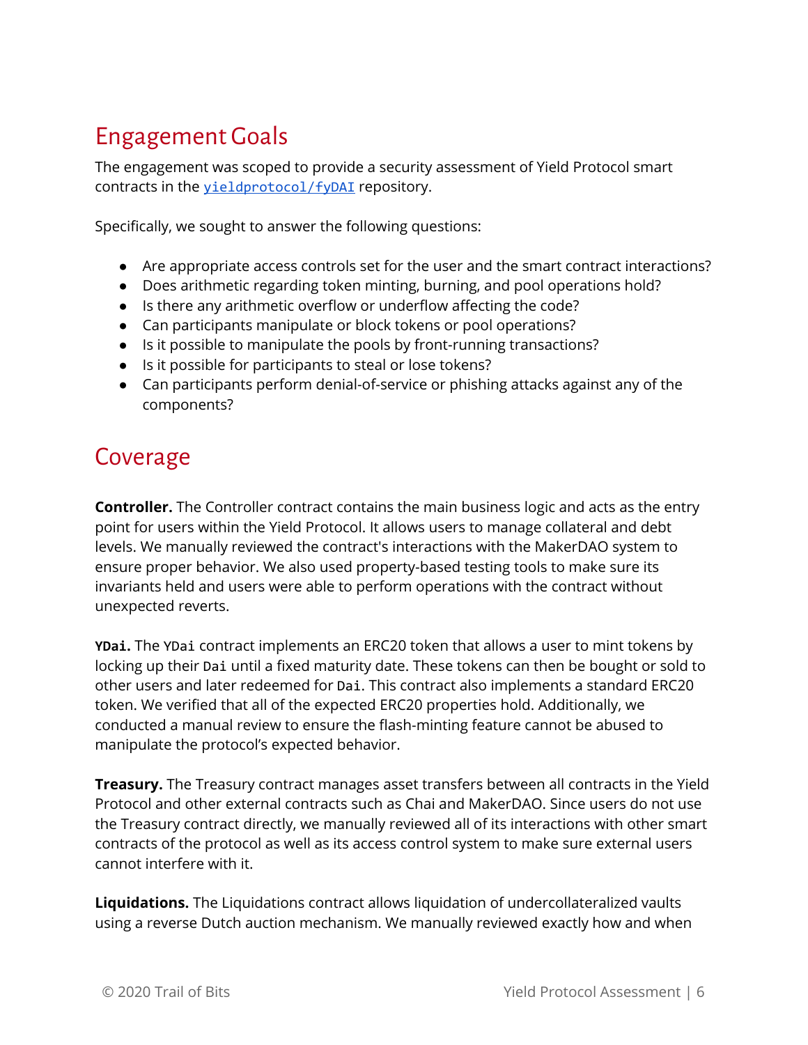## Engagement Goals

The engagement was scoped to provide a security assessment of Yield Protocol smart contracts in the `yieldprotocol/fyDAI` repository.

Specifically, we sought to answer the following questions:

- Are appropriate access controls set for the user and the smart contract interactions?
- Does arithmetic regarding token minting, burning, and pool operations hold?
- Is there any arithmetic overflow or underflow affecting the code?
- Can participants manipulate or block tokens or pool operations?
- Is it possible to manipulate the pools by front-running transactions?
- Is it possible for participants to steal or lose tokens?
- Can participants perform denial-of-service or phishing attacks against any of the components?

## Coverage

**Controller.** The Controller contract contains the main business logic and acts as the entry point for users within the Yield Protocol. It allows users to manage collateral and debt levels. We manually reviewed the contract's interactions with the MakerDAO system to ensure proper behavior. We also used property-based testing tools to make sure its invariants held and users were able to perform operations with the contract without unexpected reverts.

**`YDai`.** The `YDai` contract implements an ERC20 token that allows a user to mint tokens by locking up their `Dai` until a fixed maturity date. These tokens can then be bought or sold to other users and later redeemed for `Dai`. This contract also implements a standard ERC20 token. We verified that all of the expected ERC20 properties hold. Additionally, we conducted a manual review to ensure the flash-minting feature cannot be abused to manipulate the protocol's expected behavior.

**Treasury.** The Treasury contract manages asset transfers between all contracts in the Yield Protocol and other external contracts such as Chai and MakerDAO. Since users do not use the Treasury contract directly, we manually reviewed all of its interactions with other smart contracts of the protocol as well as its access control system to make sure external users cannot interfere with it.

**Liquidations.** The Liquidations contract allows liquidation of undercollateralized vaults using a reverse Dutch auction mechanism. We manually reviewed exactly how and when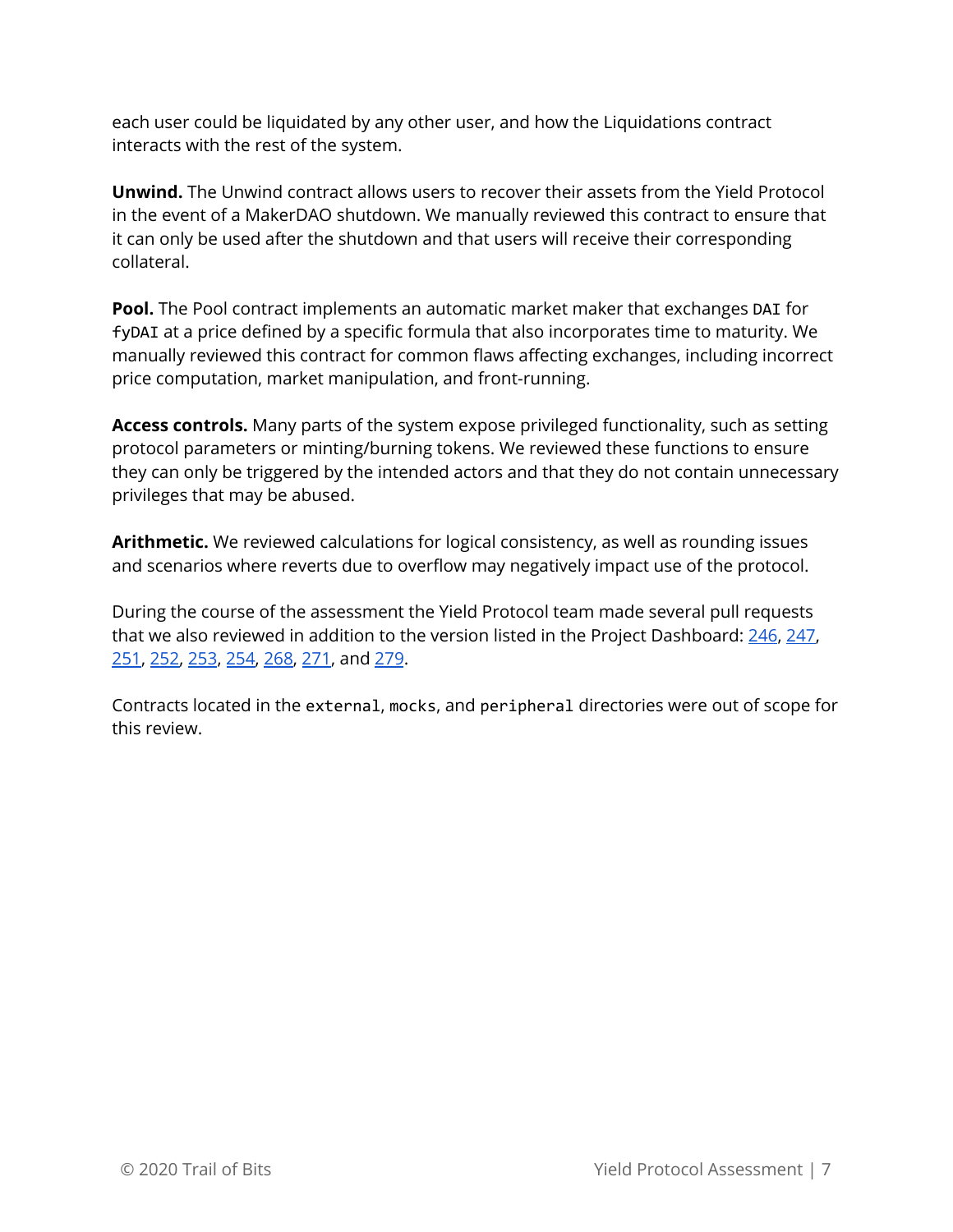each user could be liquidated by any other user, and how the Liquidations contract interacts with the rest of the system.

**Unwind.** The Unwind contract allows users to recover their assets from the Yield Protocol in the event of a MakerDAO shutdown. We manually reviewed this contract to ensure that it can only be used after the shutdown and that users will receive their corresponding collateral.

**Pool.** The Pool contract implements an automatic market maker that exchanges `DAI` for `fyDAI` at a price defined by a specific formula that also incorporates time to maturity. We manually reviewed this contract for common flaws affecting exchanges, including incorrect price computation, market manipulation, and front-running.

**Access controls.** Many parts of the system expose privileged functionality, such as setting protocol parameters or minting/burning tokens. We reviewed these functions to ensure they can only be triggered by the intended actors and that they do not contain unnecessary privileges that may be abused.

**Arithmetic.** We reviewed calculations for logical consistency, as well as rounding issues and scenarios where reverts due to overflow may negatively impact use of the protocol.

During the course of the assessment the Yield Protocol team made several pull requests that we also reviewed in addition to the version listed in the Project Dashboard: 246, 247, 251, 252, 253, 254, 268, 271, and 279.

Contracts located in the `external`, `mocks`, and `peripheral` directories were out of scope for this review.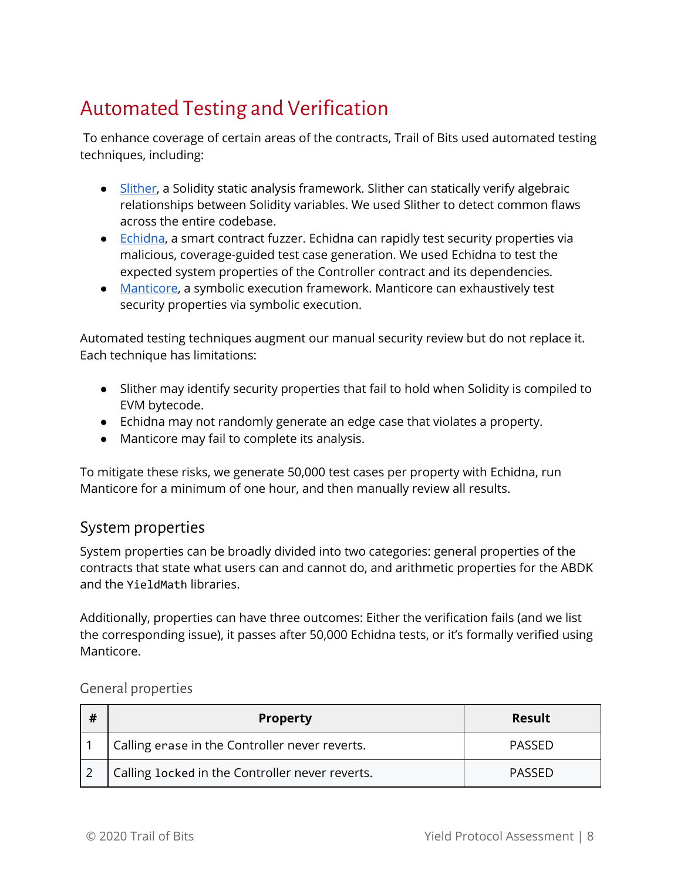# Automated Testing and Verification

To enhance coverage of certain areas of the contracts, Trail of Bits used automated testing techniques, including:

- Slither, a Solidity static analysis framework. Slither can statically verify algebraic relationships between Solidity variables. We used Slither to detect common flaws across the entire codebase.
- Echidna, a smart contract fuzzer. Echidna can rapidly test security properties via malicious, coverage-guided test case generation. We used Echidna to test the expected system properties of the Controller contract and its dependencies.
- Manticore, a symbolic execution framework. Manticore can exhaustively test security properties via symbolic execution.

Automated testing techniques augment our manual security review but do not replace it. Each technique has limitations:

- Slither may identify security properties that fail to hold when Solidity is compiled to EVM bytecode.
- Echidna may not randomly generate an edge case that violates a property.
- Manticore may fail to complete its analysis.

To mitigate these risks, we generate 50,000 test cases per property with Echidna, run Manticore for a minimum of one hour, and then manually review all results.

## System properties

System properties can be broadly divided into two categories: general properties of the contracts that state what users can and cannot do, and arithmetic properties for the ABDK and the `YieldMath` libraries.

Additionally, properties can have three outcomes: Either the verification fails (and we list the corresponding issue), it passes after 50,000 Echidna tests, or it's formally verified using Manticore.

### General properties

| # | Property | Result |
|---|---|---|
| 1 | Calling `erase` in the Controller never reverts. | PASSED |
| 2 | Calling `locked` in the Controller never reverts. | PASSED |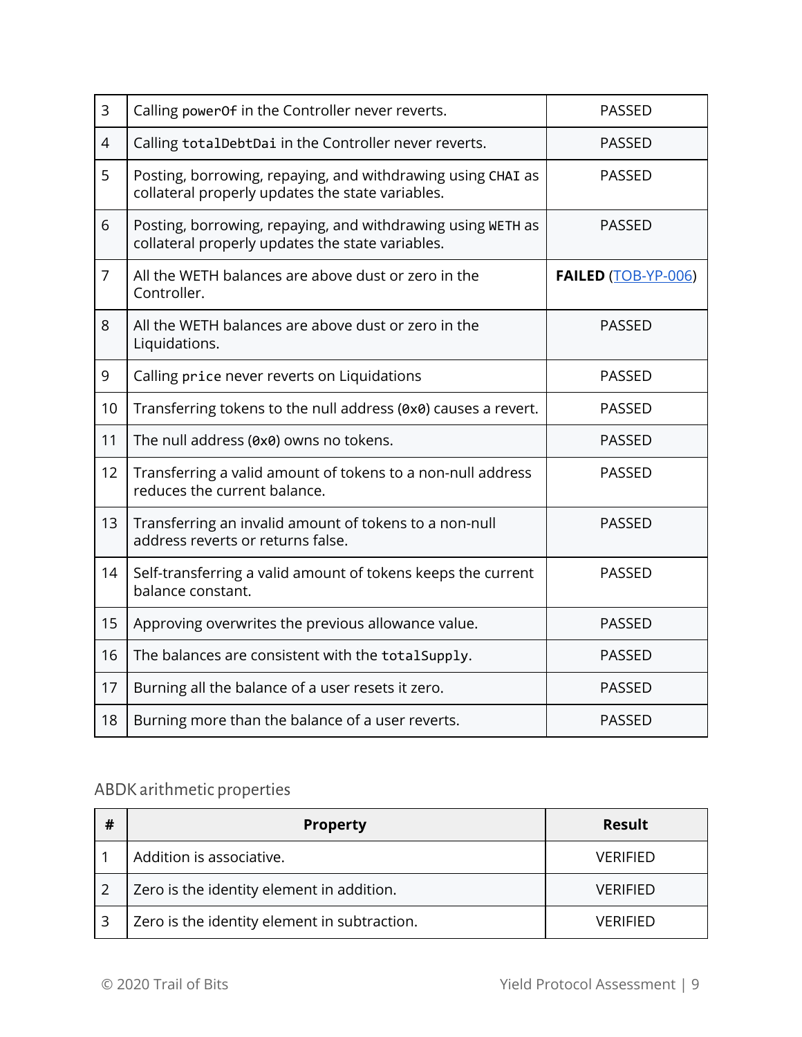| | | |
|---|---|---|
| 3 | Calling `powerOf` in the Controller never reverts. | PASSED |
| 4 | Calling `totalDebtDai` in the Controller never reverts. | PASSED |
| 5 | Posting, borrowing, repaying, and withdrawing using `CHAI` as collateral properly updates the state variables. | PASSED |
| 6 | Posting, borrowing, repaying, and withdrawing using `WETH` as collateral properly updates the state variables. | PASSED |
| 7 | All the WETH balances are above dust or zero in the Controller. | **FAILED** (TOB-YP-006) |
| 8 | All the WETH balances are above dust or zero in the Liquidations. | PASSED |
| 9 | Calling `price` never reverts on Liquidations | PASSED |
| 10 | Transferring tokens to the null address (`0x0`) causes a revert. | PASSED |
| 11 | The null address (`0x0`) owns no tokens. | PASSED |
| 12 | Transferring a valid amount of tokens to a non-null address reduces the current balance. | PASSED |
| 13 | Transferring an invalid amount of tokens to a non-null address reverts or returns false. | PASSED |
| 14 | Self-transferring a valid amount of tokens keeps the current balance constant. | PASSED |
| 15 | Approving overwrites the previous allowance value. | PASSED |
| 16 | The balances are consistent with the `totalSupply`. | PASSED |
| 17 | Burning all the balance of a user resets it zero. | PASSED |
| 18 | Burning more than the balance of a user reverts. | PASSED |

ABDK arithmetic properties

| # | Property | Result |
|---|---|---|
| 1 | Addition is associative. | VERIFIED |
| 2 | Zero is the identity element in addition. | VERIFIED |
| 3 | Zero is the identity element in subtraction. | VERIFIED |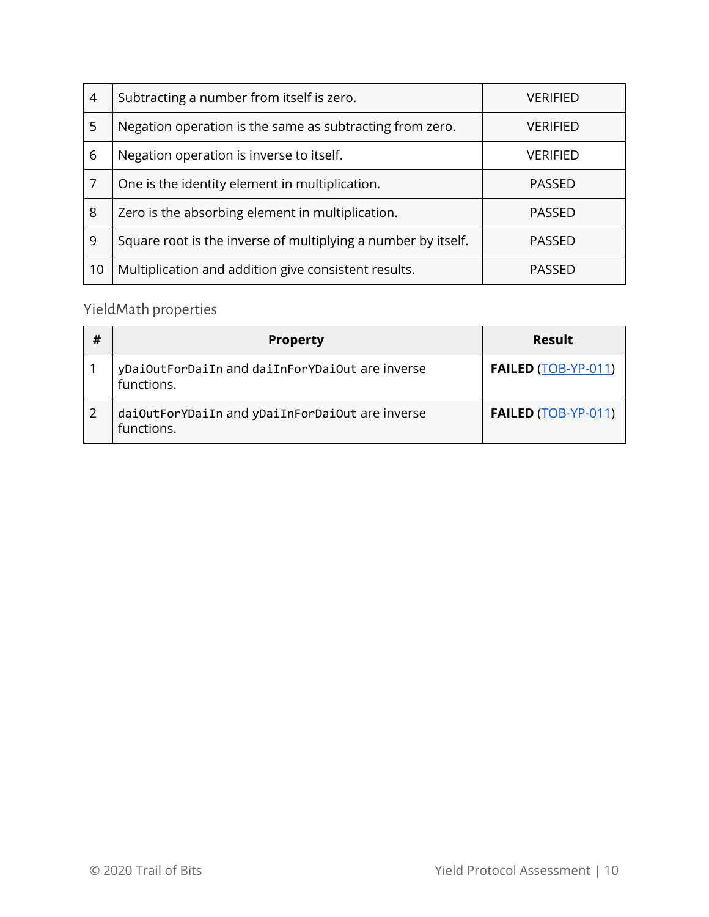| | | |
|---|---|---|
| 4 | Subtracting a number from itself is zero. | VERIFIED |
| 5 | Negation operation is the same as subtracting from zero. | VERIFIED |
| 6 | Negation operation is inverse to itself. | VERIFIED |
| 7 | One is the identity element in multiplication. | PASSED |
| 8 | Zero is the absorbing element in multiplication. | PASSED |
| 9 | Square root is the inverse of multiplying a number by itself. | PASSED |
| 10 | Multiplication and addition give consistent results. | PASSED |

### YieldMath properties

| # | Property | Result |
|---|---|---|
| 1 | `yDaiOutForDaiIn` and `daiInForYDaiOut` are inverse functions. | **FAILED** (TOB-YP-011) |
| 2 | `daiOutForYDaiIn` and `yDaiInForDaiOut` are inverse functions. | **FAILED** (TOB-YP-011) |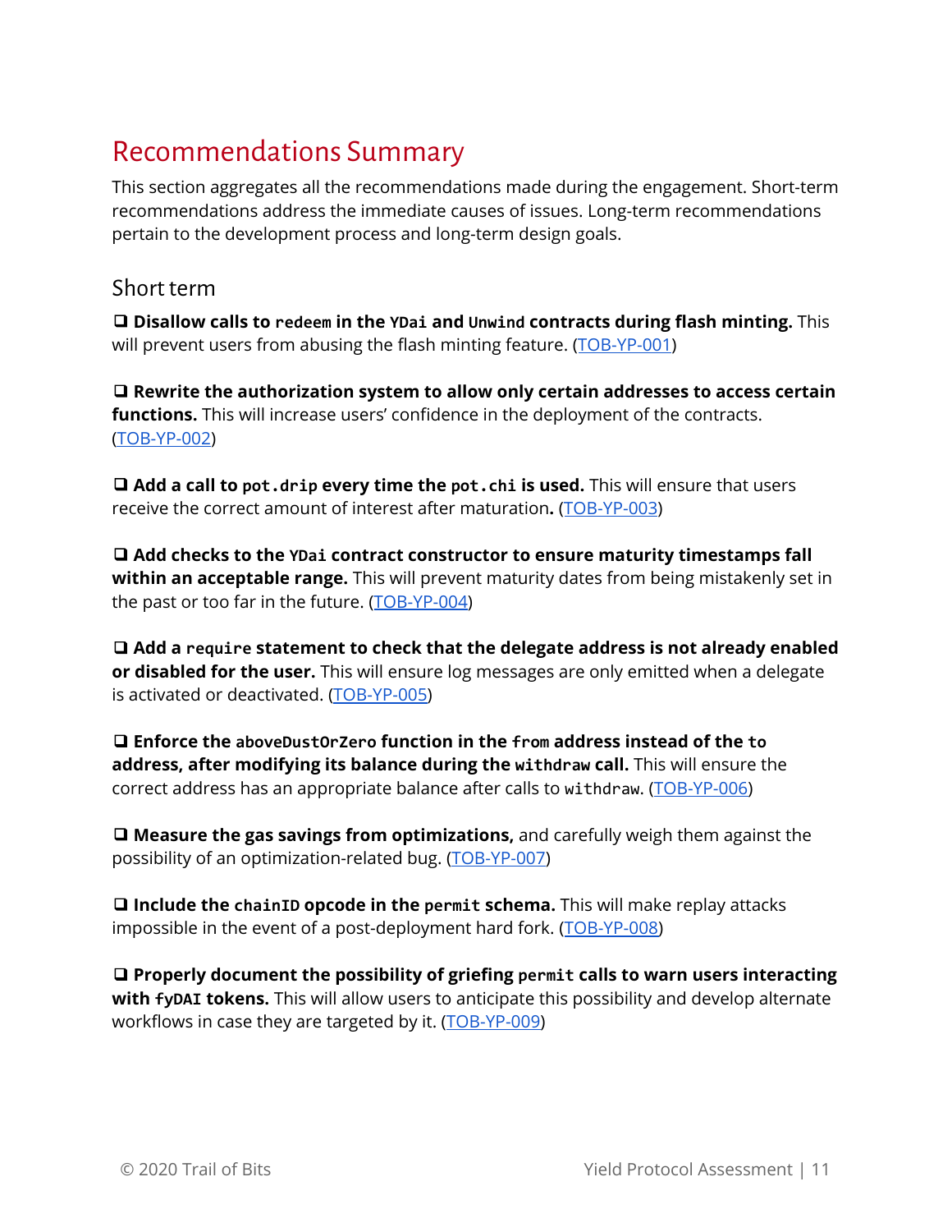# Recommendations Summary

This section aggregates all the recommendations made during the engagement. Short-term recommendations address the immediate causes of issues. Long-term recommendations pertain to the development process and long-term design goals.

## Short term

- [ ] **Disallow calls to `redeem` in the `YDai` and `Unwind` contracts during flash minting.** This will prevent users from abusing the flash minting feature. (TOB-YP-001)

- [ ] **Rewrite the authorization system to allow only certain addresses to access certain functions.** This will increase users' confidence in the deployment of the contracts. (TOB-YP-002)

- [ ] **Add a call to `pot.drip` every time the `pot.chi` is used.** This will ensure that users receive the correct amount of interest after maturation. (TOB-YP-003)

- [ ] **Add checks to the `YDai` contract constructor to ensure maturity timestamps fall within an acceptable range.** This will prevent maturity dates from being mistakenly set in the past or too far in the future. (TOB-YP-004)

- [ ] **Add a `require` statement to check that the delegate address is not already enabled or disabled for the user.** This will ensure log messages are only emitted when a delegate is activated or deactivated. (TOB-YP-005)

- [ ] **Enforce the `aboveDustOrZero` function in the `from` address instead of the `to` address, after modifying its balance during the `withdraw` call.** This will ensure the correct address has an appropriate balance after calls to `withdraw`. (TOB-YP-006)

- [ ] **Measure the gas savings from optimizations,** and carefully weigh them against the possibility of an optimization-related bug. (TOB-YP-007)

- [ ] **Include the `chainID` opcode in the `permit` schema.** This will make replay attacks impossible in the event of a post-deployment hard fork. (TOB-YP-008)

- [ ] **Properly document the possibility of griefing `permit` calls to warn users interacting with `fyDAI` tokens.** This will allow users to anticipate this possibility and develop alternate workflows in case they are targeted by it. (TOB-YP-009)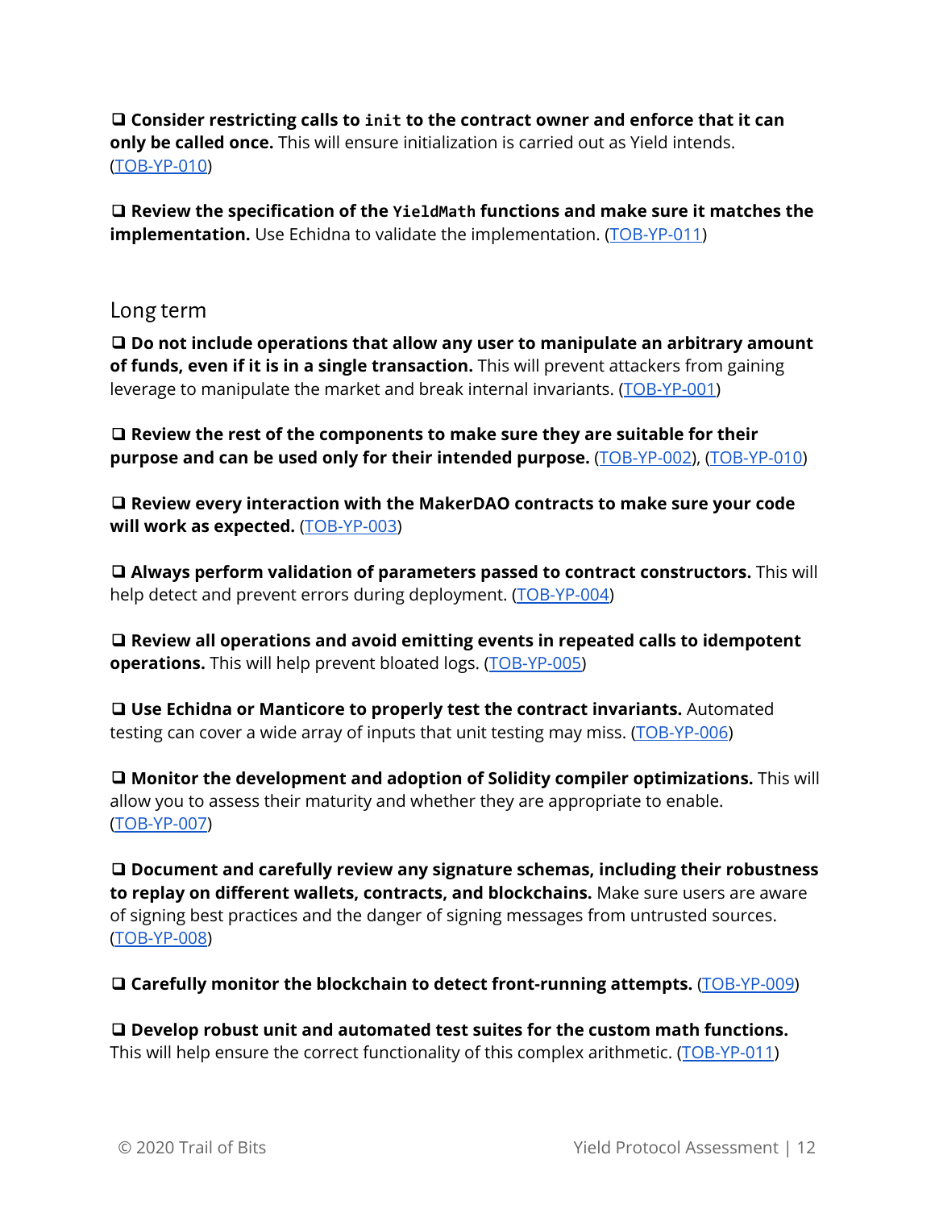❑ **Consider restricting calls to `init` to the contract owner and enforce that it can only be called once.** This will ensure initialization is carried out as Yield intends. (TOB-YP-010)

❑ **Review the specification of the `YieldMath` functions and make sure it matches the implementation.** Use Echidna to validate the implementation. (TOB-YP-011)

### Long term

❑ **Do not include operations that allow any user to manipulate an arbitrary amount of funds, even if it is in a single transaction.** This will prevent attackers from gaining leverage to manipulate the market and break internal invariants. (TOB-YP-001)

❑ **Review the rest of the components to make sure they are suitable for their purpose and can be used only for their intended purpose.** (TOB-YP-002), (TOB-YP-010)

❑ **Review every interaction with the MakerDAO contracts to make sure your code will work as expected.** (TOB-YP-003)

❑ **Always perform validation of parameters passed to contract constructors.** This will help detect and prevent errors during deployment. (TOB-YP-004)

❑ **Review all operations and avoid emitting events in repeated calls to idempotent operations.** This will help prevent bloated logs. (TOB-YP-005)

❑ **Use Echidna or Manticore to properly test the contract invariants.** Automated testing can cover a wide array of inputs that unit testing may miss. (TOB-YP-006)

❑ **Monitor the development and adoption of Solidity compiler optimizations.** This will allow you to assess their maturity and whether they are appropriate to enable. (TOB-YP-007)

❑ **Document and carefully review any signature schemas, including their robustness to replay on different wallets, contracts, and blockchains.** Make sure users are aware of signing best practices and the danger of signing messages from untrusted sources. (TOB-YP-008)

❑ **Carefully monitor the blockchain to detect front-running attempts.** (TOB-YP-009)

❑ **Develop robust unit and automated test suites for the custom math functions.** This will help ensure the correct functionality of this complex arithmetic. (TOB-YP-011)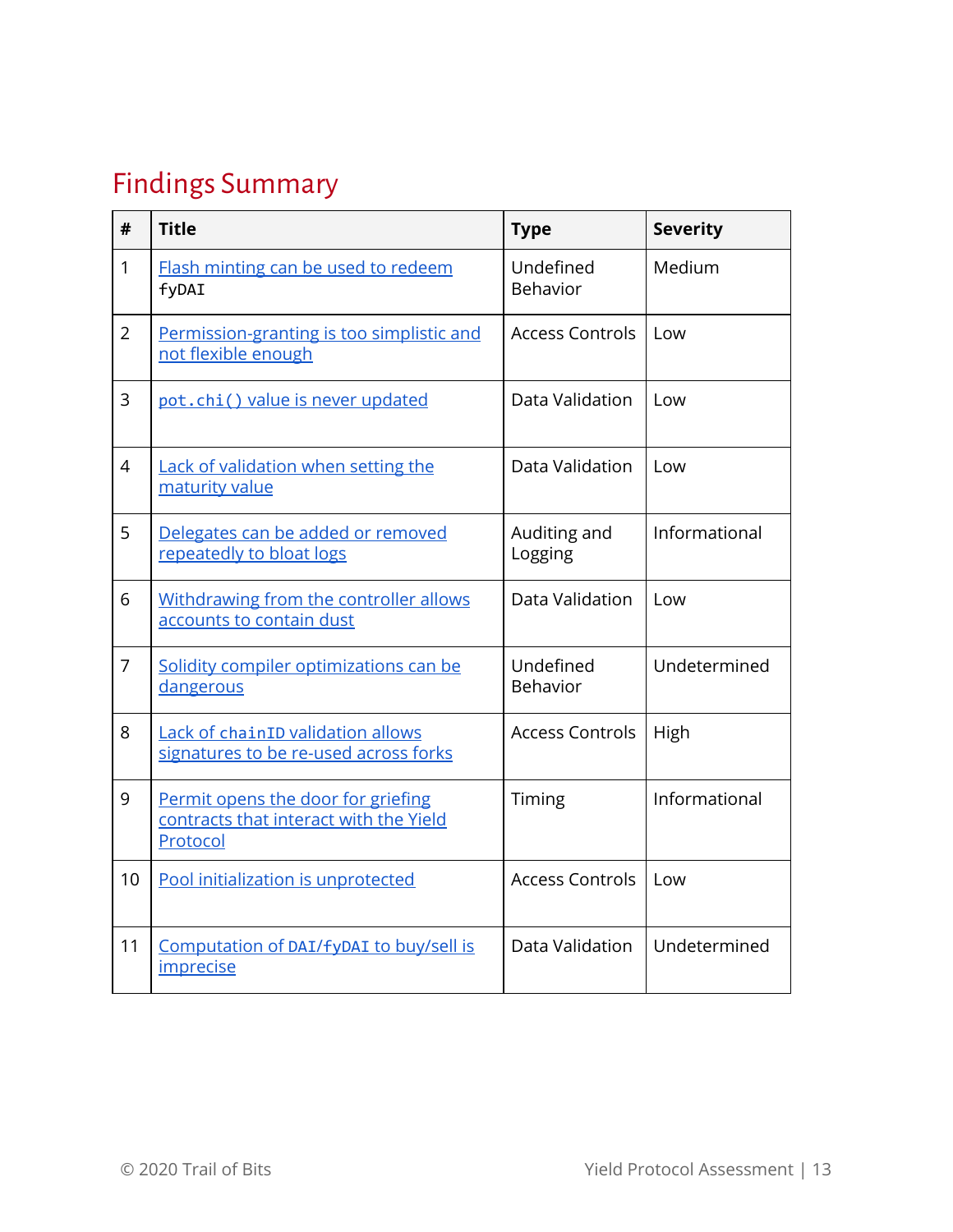## Findings Summary

| # | Title | Type | Severity |
|---|---|---|---|
| 1 | Flash minting can be used to redeem `fyDAI` | Undefined Behavior | Medium |
| 2 | Permission-granting is too simplistic and not flexible enough | Access Controls | Low |
| 3 | `pot.chi()` value is never updated | Data Validation | Low |
| 4 | Lack of validation when setting the maturity value | Data Validation | Low |
| 5 | Delegates can be added or removed repeatedly to bloat logs | Auditing and Logging | Informational |
| 6 | Withdrawing from the controller allows accounts to contain dust | Data Validation | Low |
| 7 | Solidity compiler optimizations can be dangerous | Undefined Behavior | Undetermined |
| 8 | Lack of `chainID` validation allows signatures to be re-used across forks | Access Controls | High |
| 9 | Permit opens the door for griefing contracts that interact with the Yield Protocol | Timing | Informational |
| 10 | Pool initialization is unprotected | Access Controls | Low |
| 11 | Computation of `DAI`/`fyDAI` to buy/sell is imprecise | Data Validation | Undetermined |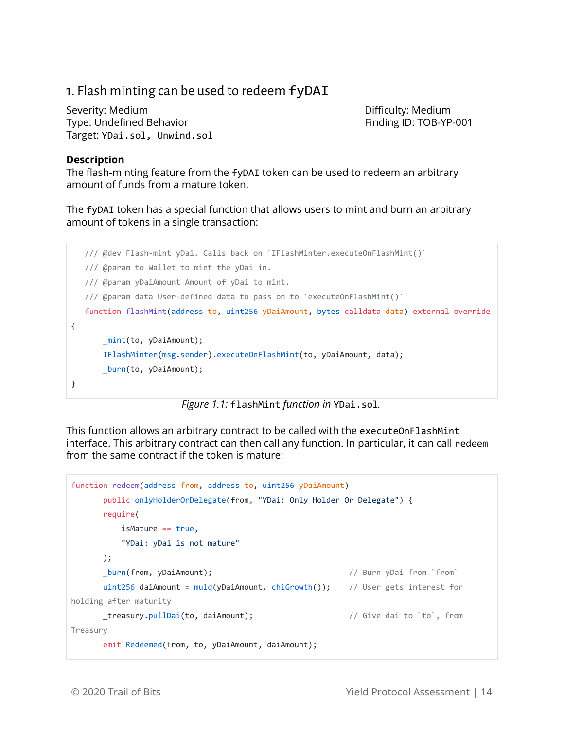## 1. Flash minting can be used to redeem fyDAI

Severity: Medium
Difficulty: Medium
Type: Undefined Behavior
Finding ID: TOB-YP-001
Target: YDai.sol, Unwind.sol

### Description

The flash-minting feature from the fyDAI token can be used to redeem an arbitrary amount of funds from a mature token.

The fyDAI token has a special function that allows users to mint and burn an arbitrary amount of tokens in a single transaction:

```
    /// @dev Flash-mint yDai. Calls back on `IFlashMinter.executeOnFlashMint()`
    /// @param to Wallet to mint the yDai in.
    /// @param yDaiAmount Amount of yDai to mint.
    /// @param data User-defined data to pass on to `executeOnFlashMint()`
    function flashMint(address to, uint256 yDaiAmount, bytes calldata data) external override
{
        _mint(to, yDaiAmount);
        IFlashMinter(msg.sender).executeOnFlashMint(to, yDaiAmount, data);
        _burn(to, yDaiAmount);
}
```

*Figure 1.1:* flashMint *function in* YDai.sol.

This function allows an arbitrary contract to be called with the executeOnFlashMint interface. This arbitrary contract can then call any function. In particular, it can call redeem from the same contract if the token is mature:

```
function redeem(address from, address to, uint256 yDaiAmount)
        public onlyHolderOrDelegate(from, "YDai: Only Holder Or Delegate") {
        require(
            isMature == true,
            "YDai: yDai is not mature"
        );
        _burn(from, yDaiAmount);                            // Burn yDai from `from`
        uint256 daiAmount = muld(yDaiAmount, chiGrowth());  // User gets interest for
holding after maturity
        _treasury.pullDai(to, daiAmount);                   // Give dai to `to`, from
Treasury
        emit Redeemed(from, to, yDaiAmount, daiAmount);
```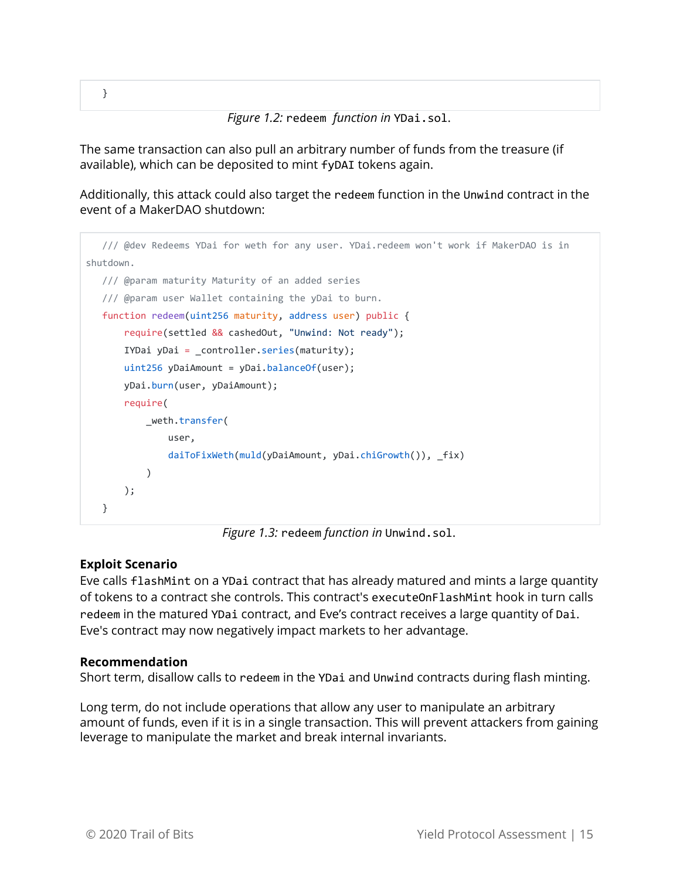```
    }
```

*Figure 1.2:* `redeem` *function in* `YDai.sol`.

The same transaction can also pull an arbitrary number of funds from the treasure (if available), which can be deposited to mint `fyDAI` tokens again.

Additionally, this attack could also target the `redeem` function in the `Unwind` contract in the event of a MakerDAO shutdown:

```
    /// @dev Redeems YDai for weth for any user. YDai.redeem won't work if MakerDAO is in
shutdown.
    /// @param maturity Maturity of an added series
    /// @param user Wallet containing the yDai to burn.
    function redeem(uint256 maturity, address user) public {
        require(settled && cashedOut, "Unwind: Not ready");
        IYDai yDai = _controller.series(maturity);
        uint256 yDaiAmount = yDai.balanceOf(user);
        yDai.burn(user, yDaiAmount);
        require(
            _weth.transfer(
                user,
                daiToFixWeth(muld(yDaiAmount, yDai.chiGrowth()), _fix)
            )
        );
    }
```

*Figure 1.3:* `redeem` *function in* `Unwind.sol`.

**Exploit Scenario**

Eve calls `flashMint` on a `YDai` contract that has already matured and mints a large quantity of tokens to a contract she controls. This contract's `executeOnFlashMint` hook in turn calls `redeem` in the matured `YDai` contract, and Eve's contract receives a large quantity of `Dai`. Eve's contract may now negatively impact markets to her advantage.

**Recommendation**

Short term, disallow calls to `redeem` in the `YDai` and `Unwind` contracts during flash minting.

Long term, do not include operations that allow any user to manipulate an arbitrary amount of funds, even if it is in a single transaction. This will prevent attackers from gaining leverage to manipulate the market and break internal invariants.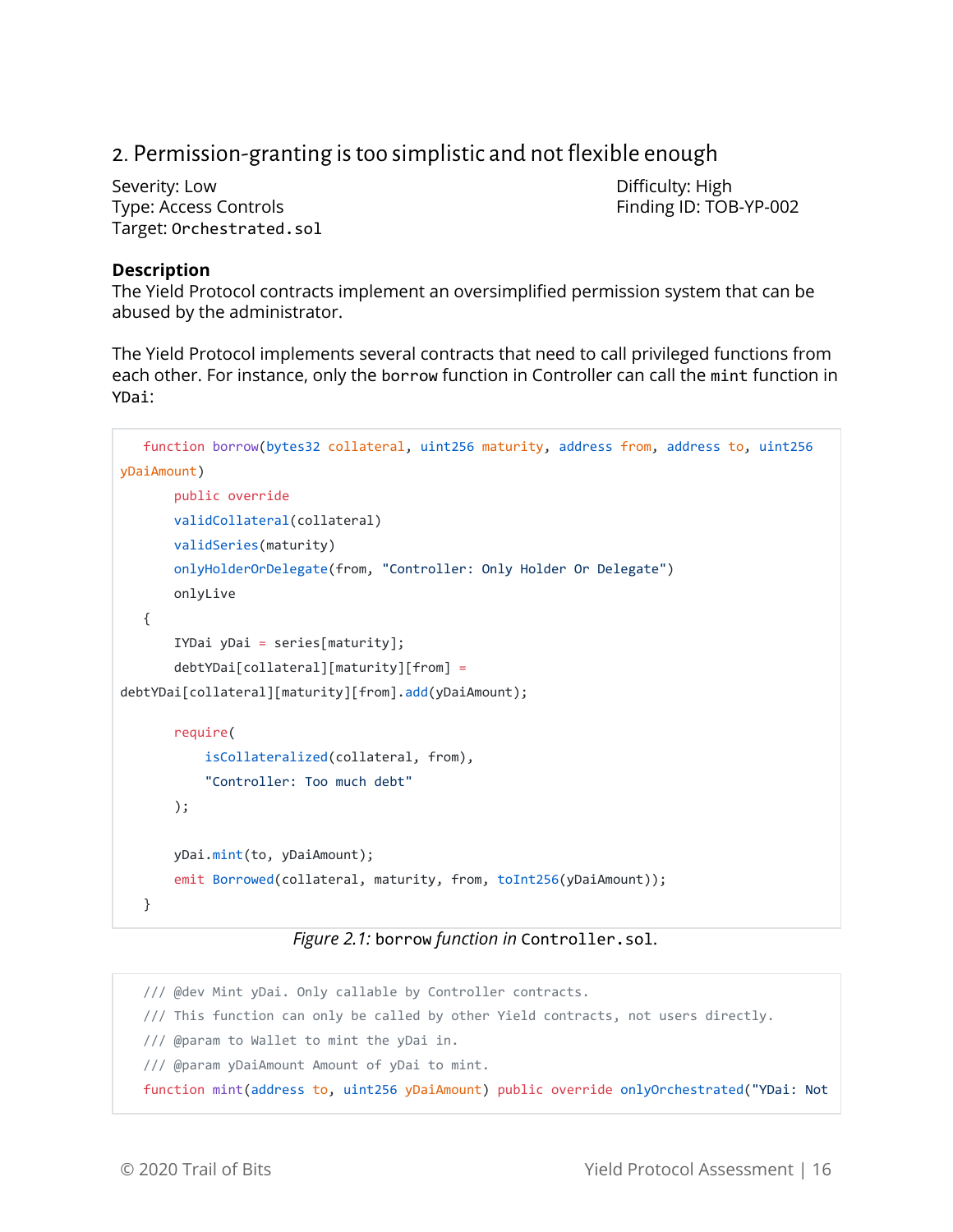## 2. Permission-granting is too simplistic and not flexible enough

Severity: Low
Difficulty: High
Type: Access Controls
Finding ID: TOB-YP-002
Target: `Orchestrated.sol`

### Description

The Yield Protocol contracts implement an oversimplified permission system that can be abused by the administrator.

The Yield Protocol implements several contracts that need to call privileged functions from each other. For instance, only the `borrow` function in Controller can call the `mint` function in `YDai`:

```
    function borrow(bytes32 collateral, uint256 maturity, address from, address to, uint256 
yDaiAmount)
        public override
        validCollateral(collateral)
        validSeries(maturity)
        onlyHolderOrDelegate(from, "Controller: Only Holder Or Delegate")
        onlyLive
    {
        IYDai yDai = series[maturity];
        debtYDai[collateral][maturity][from] = 
debtYDai[collateral][maturity][from].add(yDaiAmount);

        require(
            isCollateralized(collateral, from),
            "Controller: Too much debt"
        );

        yDai.mint(to, yDaiAmount);
        emit Borrowed(collateral, maturity, from, toInt256(yDaiAmount));
    }
```

*Figure 2.1:* `borrow` *function in* `Controller.sol`.

```
    /// @dev Mint yDai. Only callable by Controller contracts.
    /// This function can only be called by other Yield contracts, not users directly.
    /// @param to Wallet to mint the yDai in.
    /// @param yDaiAmount Amount of yDai to mint.
    function mint(address to, uint256 yDaiAmount) public override onlyOrchestrated("YDai: Not
```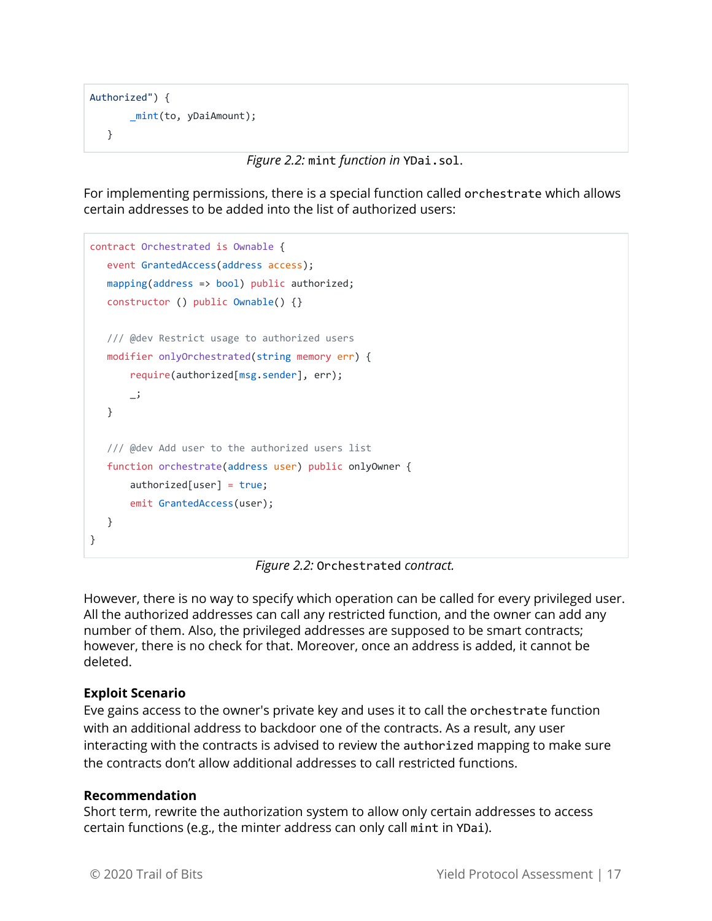```
Authorized") {
        _mint(to, yDaiAmount);
    }
```

*Figure 2.2:* `mint` *function in* `YDai.sol`.

For implementing permissions, there is a special function called `orchestrate` which allows certain addresses to be added into the list of authorized users:

```
contract Orchestrated is Ownable {
    event GrantedAccess(address access);
    mapping(address => bool) public authorized;
    constructor () public Ownable() {}

    /// @dev Restrict usage to authorized users
    modifier onlyOrchestrated(string memory err) {
        require(authorized[msg.sender], err);
        _;
    }

    /// @dev Add user to the authorized users list
    function orchestrate(address user) public onlyOwner {
        authorized[user] = true;
        emit GrantedAccess(user);
    }
}
```

*Figure 2.2:* `Orchestrated` *contract.*

However, there is no way to specify which operation can be called for every privileged user. All the authorized addresses can call any restricted function, and the owner can add any number of them. Also, the privileged addresses are supposed to be smart contracts; however, there is no check for that. Moreover, once an address is added, it cannot be deleted.

**Exploit Scenario**

Eve gains access to the owner's private key and uses it to call the `orchestrate` function with an additional address to backdoor one of the contracts. As a result, any user interacting with the contracts is advised to review the `authorized` mapping to make sure the contracts don't allow additional addresses to call restricted functions.

**Recommendation**

Short term, rewrite the authorization system to allow only certain addresses to access certain functions (e.g., the minter address can only call `mint` in `YDai`).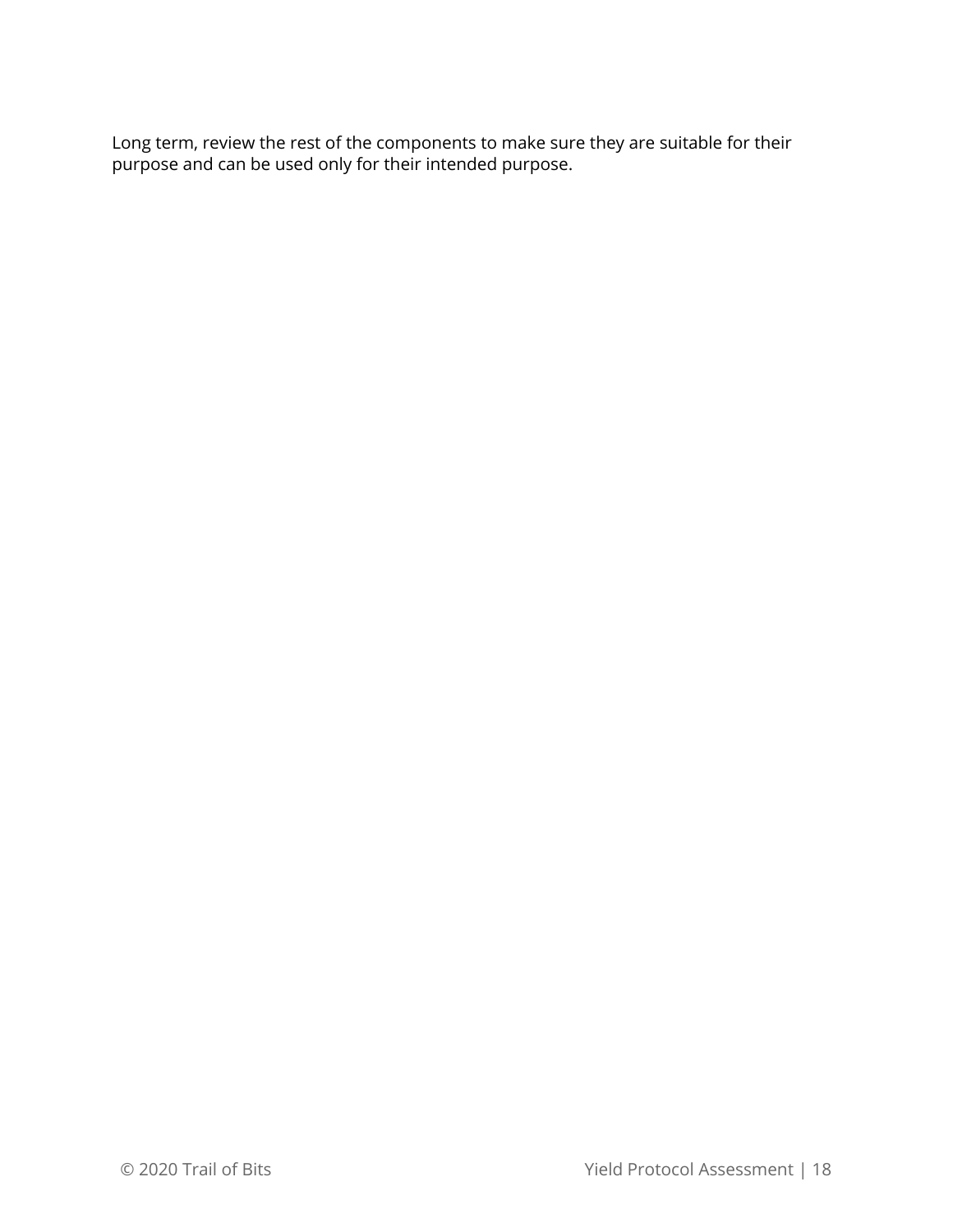Long term, review the rest of the components to make sure they are suitable for their purpose and can be used only for their intended purpose.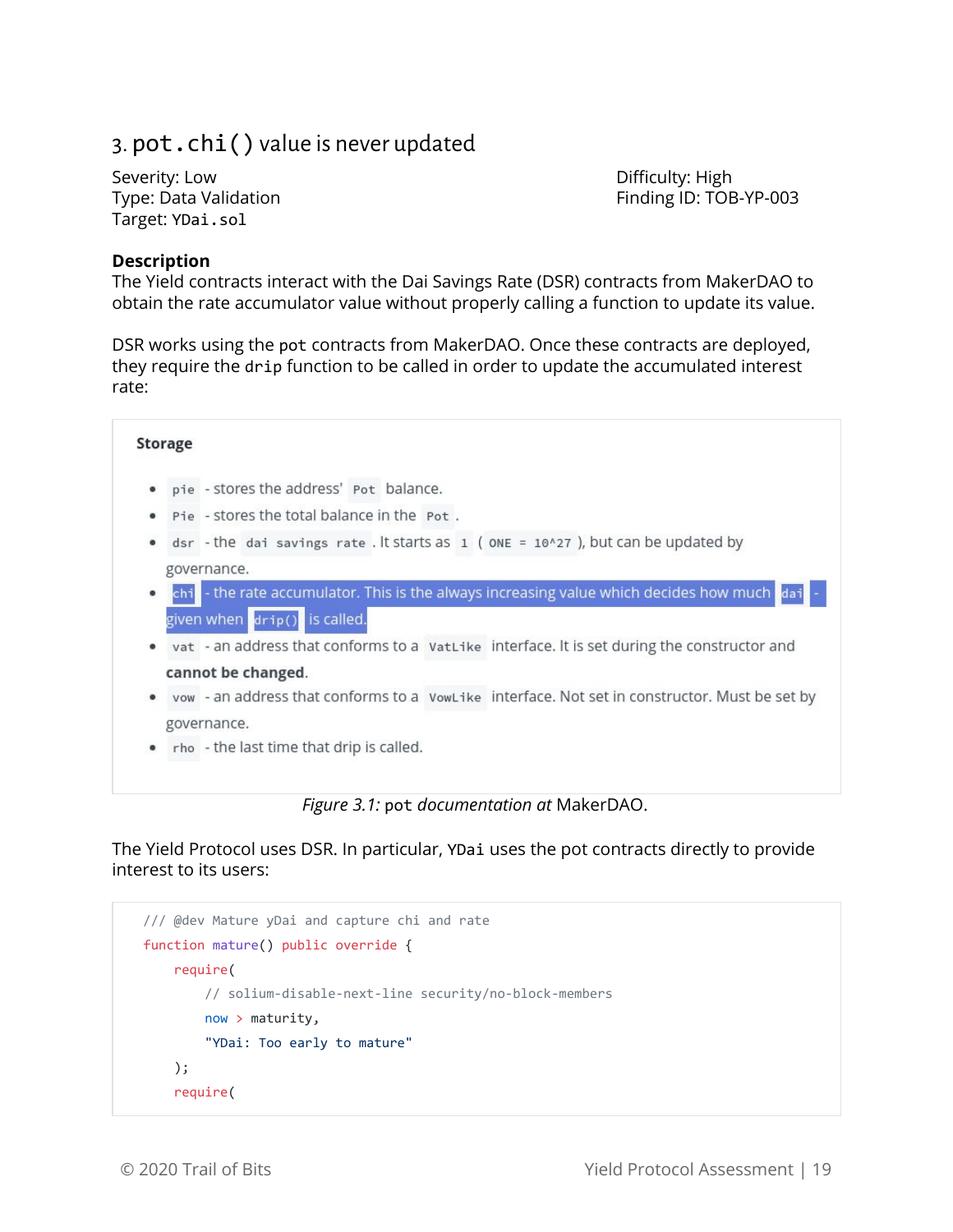## 3. `pot.chi()` value is never updated

Severity: Low
Type: Data Validation
Target: `YDai.sol`

Difficulty: High
Finding ID: TOB-YP-003

**Description**

The Yield contracts interact with the Dai Savings Rate (DSR) contracts from MakerDAO to obtain the rate accumulator value without properly calling a function to update its value.

DSR works using the `pot` contracts from MakerDAO. Once these contracts are deployed, they require the `drip` function to be called in order to update the accumulated interest rate:

**Storage**

- `pie` - stores the address' `Pot` balance.
- `Pie` - stores the total balance in the `Pot`.
- `dsr` - the `dai savings rate`. It starts as `1` ( `ONE = 10^27` ), but can be updated by governance.
- `chi` - the rate accumulator. This is the always increasing value which decides how much `dai` - given when `drip()` is called.
- `vat` - an address that conforms to a `VatLike` interface. It is set during the constructor and **cannot be changed**.
- `vow` - an address that conforms to a `VowLike` interface. Not set in constructor. Must be set by governance.
- `rho` - the last time that drip is called.

*Figure 3.1:* `pot` *documentation at* MakerDAO.

The Yield Protocol uses DSR. In particular, `YDai` uses the pot contracts directly to provide interest to its users:

```
/// @dev Mature yDai and capture chi and rate
function mature() public override {
    require(
        // solium-disable-next-line security/no-block-members
        now > maturity,
        "YDai: Too early to mature"
    );
    require(
```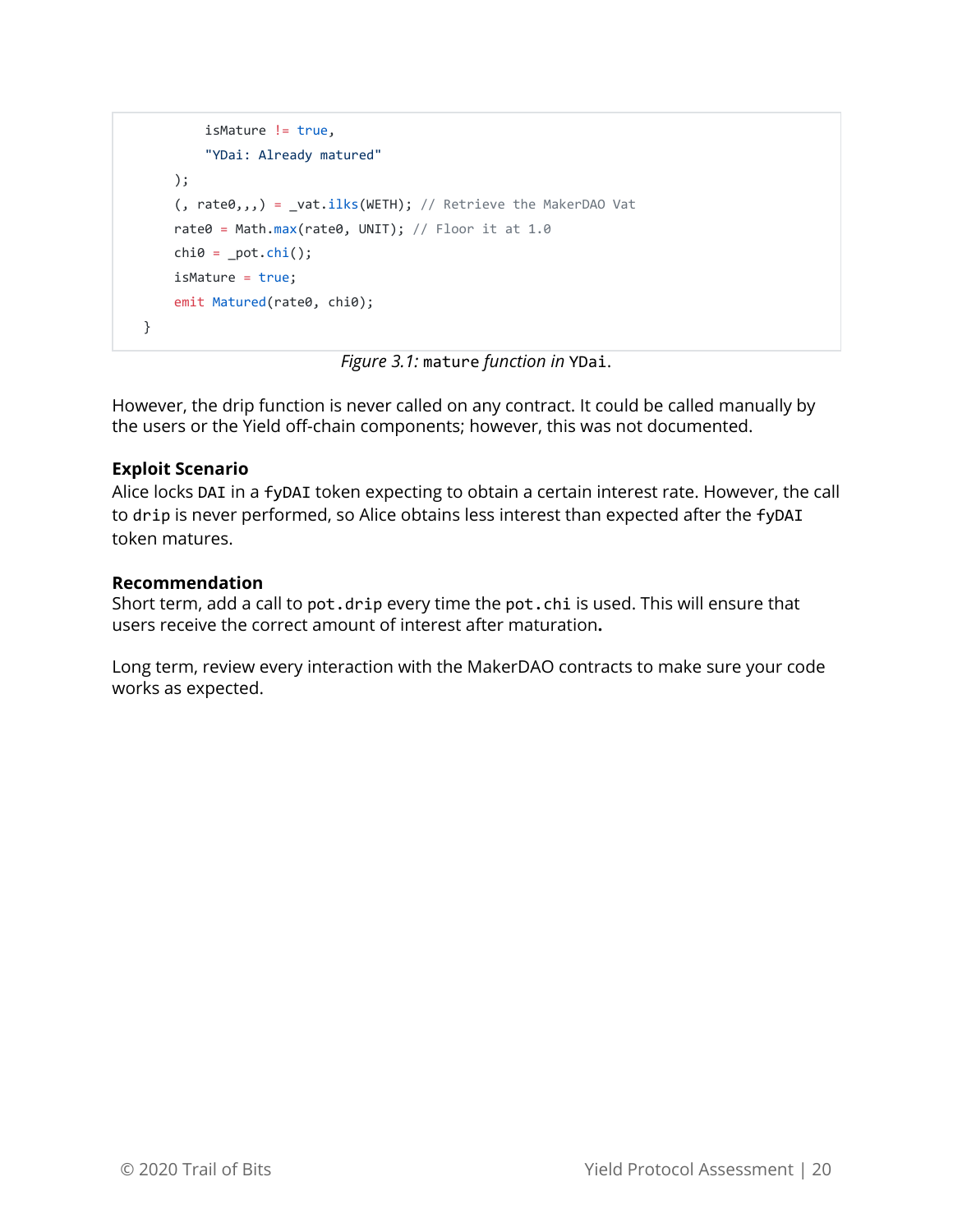```
            isMature != true,
            "YDai: Already matured"
        );
        (, rate0,,,) = _vat.ilks(WETH); // Retrieve the MakerDAO Vat
        rate0 = Math.max(rate0, UNIT); // Floor it at 1.0
        chi0 = _pot.chi();
        isMature = true;
        emit Matured(rate0, chi0);
    }
```

*Figure 3.1:* `mature` *function in* `YDai`.

However, the drip function is never called on any contract. It could be called manually by the users or the Yield off-chain components; however, this was not documented.

**Exploit Scenario**

Alice locks `DAI` in a `fyDAI` token expecting to obtain a certain interest rate. However, the call to `drip` is never performed, so Alice obtains less interest than expected after the `fyDAI` token matures.

**Recommendation**

Short term, add a call to `pot.drip` every time the `pot.chi` is used. This will ensure that users receive the correct amount of interest after maturation**.**

Long term, review every interaction with the MakerDAO contracts to make sure your code works as expected.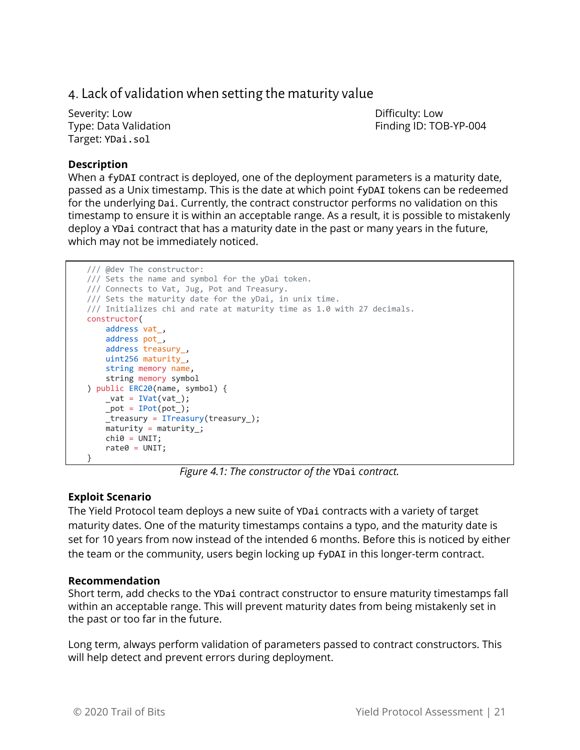## 4. Lack of validation when setting the maturity value

Severity: Low
Difficulty: Low
Type: Data Validation
Finding ID: TOB-YP-004
Target: `YDai.sol`

**Description**

When a `fyDAI` contract is deployed, one of the deployment parameters is a maturity date, passed as a Unix timestamp. This is the date at which point `fyDAI` tokens can be redeemed for the underlying `Dai`. Currently, the contract constructor performs no validation on this timestamp to ensure it is within an acceptable range. As a result, it is possible to mistakenly deploy a `YDai` contract that has a maturity date in the past or many years in the future, which may not be immediately noticed.

```
/// @dev The constructor:
/// Sets the name and symbol for the yDai token.
/// Connects to Vat, Jug, Pot and Treasury.
/// Sets the maturity date for the yDai, in unix time.
/// Initializes chi and rate at maturity time as 1.0 with 27 decimals.
constructor(
    address vat_,
    address pot_,
    address treasury_,
    uint256 maturity_,
    string memory name,
    string memory symbol
) public ERC20(name, symbol) {
    _vat = IVat(vat_);
    _pot = IPot(pot_);
    _treasury = ITreasury(treasury_);
    maturity = maturity_;
    chi0 = UNIT;
    rate0 = UNIT;
}
```

*Figure 4.1: The constructor of the `YDai` contract.*

**Exploit Scenario**

The Yield Protocol team deploys a new suite of `YDai` contracts with a variety of target maturity dates. One of the maturity timestamps contains a typo, and the maturity date is set for 10 years from now instead of the intended 6 months. Before this is noticed by either the team or the community, users begin locking up `fyDAI` in this longer-term contract.

**Recommendation**

Short term, add checks to the `YDai` contract constructor to ensure maturity timestamps fall within an acceptable range. This will prevent maturity dates from being mistakenly set in the past or too far in the future.

Long term, always perform validation of parameters passed to contract constructors. This will help detect and prevent errors during deployment.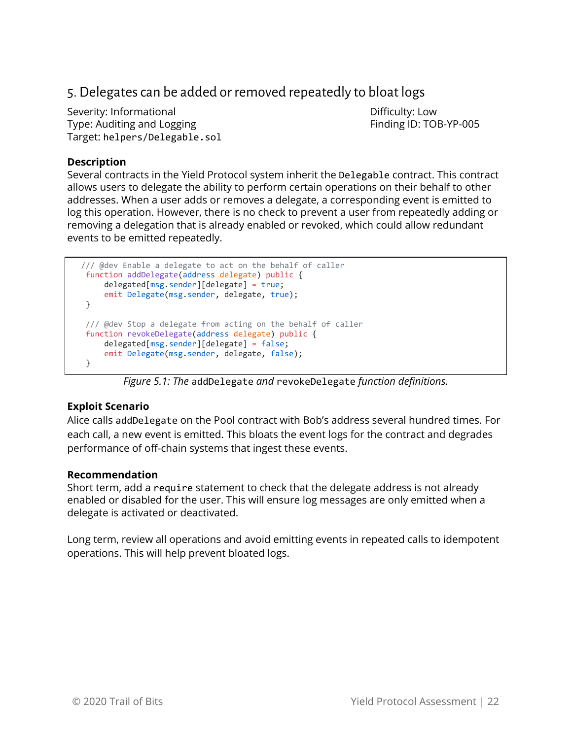## 5. Delegates can be added or removed repeatedly to bloat logs

Severity: Informational
Difficulty: Low
Type: Auditing and Logging
Finding ID: TOB-YP-005
Target: `helpers/Delegable.sol`

**Description**

Several contracts in the Yield Protocol system inherit the `Delegable` contract. This contract allows users to delegate the ability to perform certain operations on their behalf to other addresses. When a user adds or removes a delegate, a corresponding event is emitted to log this operation. However, there is no check to prevent a user from repeatedly adding or removing a delegation that is already enabled or revoked, which could allow redundant events to be emitted repeatedly.

```
 /// @dev Enable a delegate to act on the behalf of caller
 function addDelegate(address delegate) public {
     delegated[msg.sender][delegate] = true;
     emit Delegate(msg.sender, delegate, true);
 }

 /// @dev Stop a delegate from acting on the behalf of caller
 function revokeDelegate(address delegate) public {
     delegated[msg.sender][delegate] = false;
     emit Delegate(msg.sender, delegate, false);
 }
```

*Figure 5.1: The `addDelegate` and `revokeDelegate` function definitions.*

**Exploit Scenario**

Alice calls `addDelegate` on the Pool contract with Bob's address several hundred times. For each call, a new event is emitted. This bloats the event logs for the contract and degrades performance of off-chain systems that ingest these events.

**Recommendation**

Short term, add a `require` statement to check that the delegate address is not already enabled or disabled for the user. This will ensure log messages are only emitted when a delegate is activated or deactivated.

Long term, review all operations and avoid emitting events in repeated calls to idempotent operations. This will help prevent bloated logs.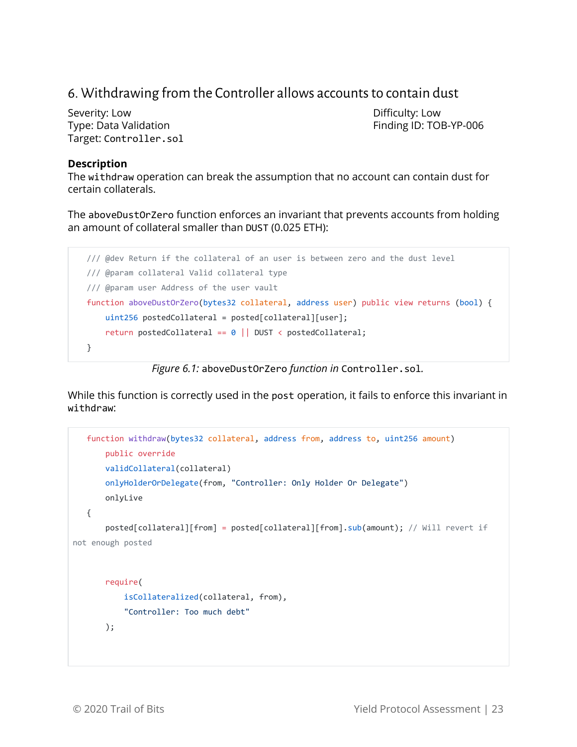## 6. Withdrawing from the Controller allows accounts to contain dust

Severity: Low
Difficulty: Low
Type: Data Validation
Finding ID: TOB-YP-006
Target: `Controller.sol`

### Description

The `withdraw` operation can break the assumption that no account can contain dust for certain collaterals.

The `aboveDustOrZero` function enforces an invariant that prevents accounts from holding an amount of collateral smaller than `DUST` (0.025 ETH):

```
/// @dev Return if the collateral of an user is between zero and the dust level
/// @param collateral Valid collateral type
/// @param user Address of the user vault
function aboveDustOrZero(bytes32 collateral, address user) public view returns (bool) {
    uint256 postedCollateral = posted[collateral][user];
    return postedCollateral == 0 || DUST < postedCollateral;
}
```

*Figure 6.1:* `aboveDustOrZero` *function in* `Controller.sol`.

While this function is correctly used in the `post` operation, it fails to enforce this invariant in `withdraw`:

```
function withdraw(bytes32 collateral, address from, address to, uint256 amount)
    public override
    validCollateral(collateral)
    onlyHolderOrDelegate(from, "Controller: Only Holder Or Delegate")
    onlyLive
{
    posted[collateral][from] = posted[collateral][from].sub(amount); // Will revert if
not enough posted

    require(
        isCollateralized(collateral, from),
        "Controller: Too much debt"
    );
```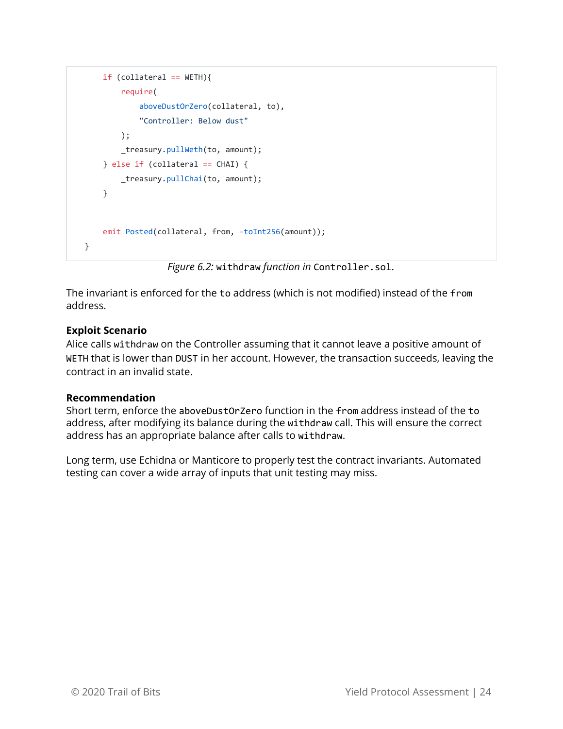```
        if (collateral == WETH){
            require(
                aboveDustOrZero(collateral, to),
                "Controller: Below dust"
            );
            _treasury.pullWeth(to, amount);
        } else if (collateral == CHAI) {
            _treasury.pullChai(to, amount);
        }


        emit Posted(collateral, from, -toInt256(amount));
    }
```

*Figure 6.2:* `withdraw` *function in* `Controller.sol`.

The invariant is enforced for the `to` address (which is not modified) instead of the `from` address.

**Exploit Scenario**

Alice calls `withdraw` on the Controller assuming that it cannot leave a positive amount of `WETH` that is lower than `DUST` in her account. However, the transaction succeeds, leaving the contract in an invalid state.

**Recommendation**

Short term, enforce the `aboveDustOrZero` function in the `from` address instead of the `to` address, after modifying its balance during the `withdraw` call. This will ensure the correct address has an appropriate balance after calls to `withdraw`.

Long term, use Echidna or Manticore to properly test the contract invariants. Automated testing can cover a wide array of inputs that unit testing may miss.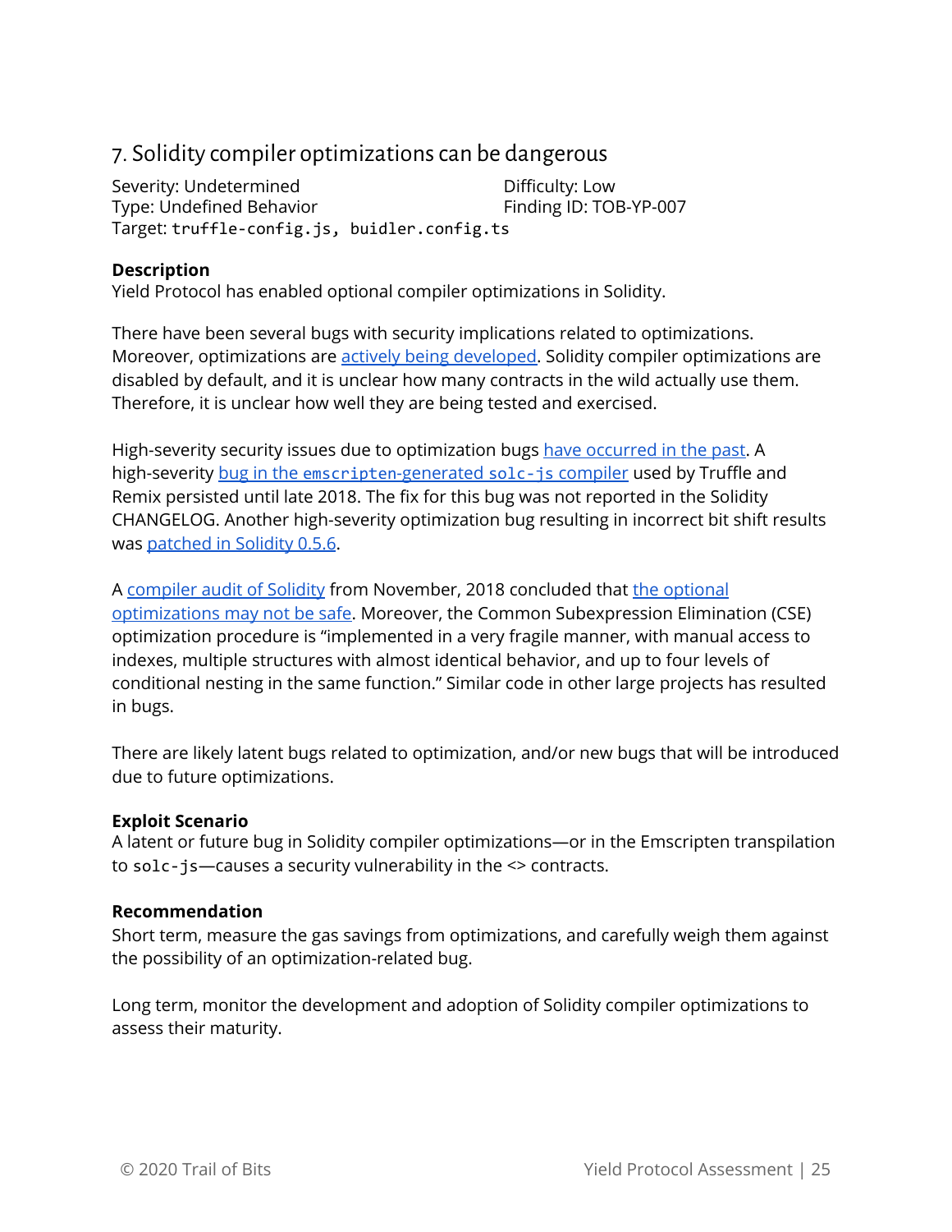## 7. Solidity compiler optimizations can be dangerous

Severity: Undetermined
Difficulty: Low
Type: Undefined Behavior
Finding ID: TOB-YP-007
Target: `truffle-config.js, buidler.config.ts`

**Description**

Yield Protocol has enabled optional compiler optimizations in Solidity.

There have been several bugs with security implications related to optimizations. Moreover, optimizations are actively being developed. Solidity compiler optimizations are disabled by default, and it is unclear how many contracts in the wild actually use them. Therefore, it is unclear how well they are being tested and exercised.

High-severity security issues due to optimization bugs have occurred in the past. A high-severity bug in the `emscripten`-generated `solc-js` compiler used by Truffle and Remix persisted until late 2018. The fix for this bug was not reported in the Solidity CHANGELOG. Another high-severity optimization bug resulting in incorrect bit shift results was patched in Solidity 0.5.6.

A compiler audit of Solidity from November, 2018 concluded that the optional optimizations may not be safe. Moreover, the Common Subexpression Elimination (CSE) optimization procedure is "implemented in a very fragile manner, with manual access to indexes, multiple structures with almost identical behavior, and up to four levels of conditional nesting in the same function." Similar code in other large projects has resulted in bugs.

There are likely latent bugs related to optimization, and/or new bugs that will be introduced due to future optimizations.

**Exploit Scenario**

A latent or future bug in Solidity compiler optimizations—or in the Emscripten transpilation to `solc-js`—causes a security vulnerability in the <> contracts.

**Recommendation**

Short term, measure the gas savings from optimizations, and carefully weigh them against the possibility of an optimization-related bug.

Long term, monitor the development and adoption of Solidity compiler optimizations to assess their maturity.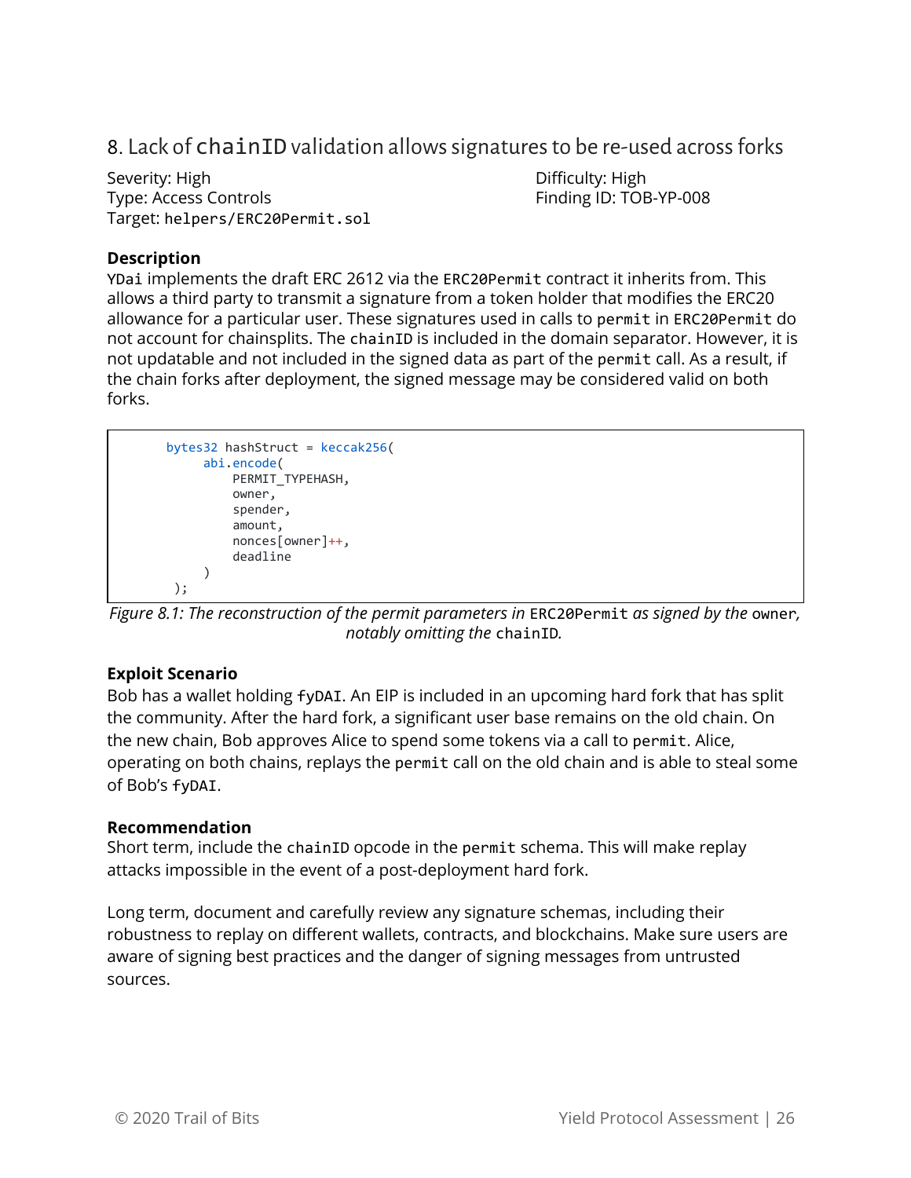## 8. Lack of `chainID` validation allows signatures to be re-used across forks

Severity: High
Difficulty: High
Type: Access Controls
Finding ID: TOB-YP-008
Target: `helpers/ERC20Permit.sol`

### Description

`YDai` implements the draft ERC 2612 via the `ERC20Permit` contract it inherits from. This allows a third party to transmit a signature from a token holder that modifies the ERC20 allowance for a particular user. These signatures used in calls to `permit` in `ERC20Permit` do not account for chainsplits. The `chainID` is included in the domain separator. However, it is not updatable and not included in the signed data as part of the `permit` call. As a result, if the chain forks after deployment, the signed message may be considered valid on both forks.

```
        bytes32 hashStruct = keccak256(
            abi.encode(
                PERMIT_TYPEHASH,
                owner,
                spender,
                amount,
                nonces[owner]++,
                deadline
            )
        );
```

*Figure 8.1: The reconstruction of the permit parameters in `ERC20Permit` as signed by the `owner`, notably omitting the `chainID`.*

### Exploit Scenario

Bob has a wallet holding `fyDAI`. An EIP is included in an upcoming hard fork that has split the community. After the hard fork, a significant user base remains on the old chain. On the new chain, Bob approves Alice to spend some tokens via a call to `permit`. Alice, operating on both chains, replays the `permit` call on the old chain and is able to steal some of Bob's `fyDAI`.

### Recommendation

Short term, include the `chainID` opcode in the `permit` schema. This will make replay attacks impossible in the event of a post-deployment hard fork.

Long term, document and carefully review any signature schemas, including their robustness to replay on different wallets, contracts, and blockchains. Make sure users are aware of signing best practices and the danger of signing messages from untrusted sources.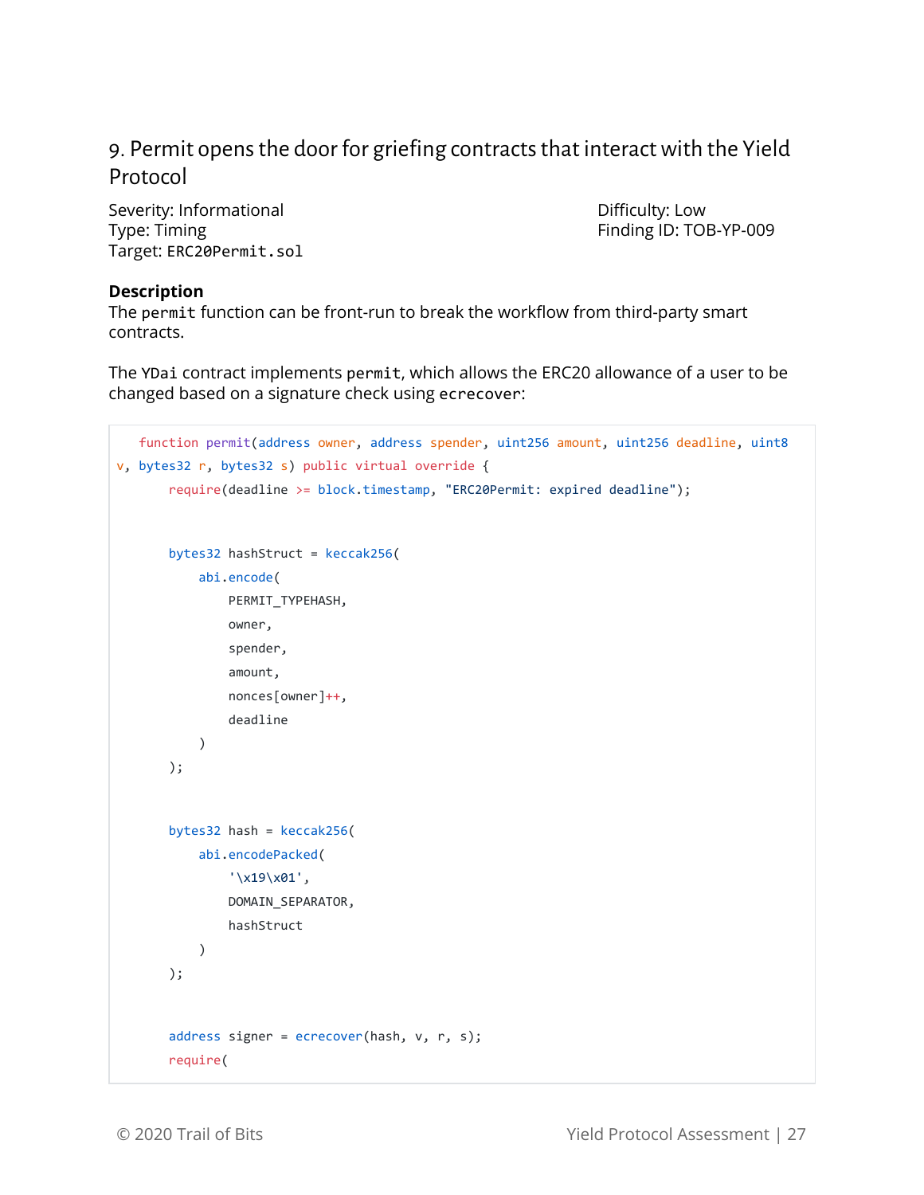## 9. Permit opens the door for griefing contracts that interact with the Yield Protocol

Severity: Informational
Type: Timing
Target: `ERC20Permit.sol`

Difficulty: Low
Finding ID: TOB-YP-009

**Description**

The `permit` function can be front-run to break the workflow from third-party smart contracts.

The `YDai` contract implements `permit`, which allows the ERC20 allowance of a user to be changed based on a signature check using `ecrecover`:

```
function permit(address owner, address spender, uint256 amount, uint256 deadline, uint8 v, bytes32 r, bytes32 s) public virtual override {
    require(deadline >= block.timestamp, "ERC20Permit: expired deadline");

    bytes32 hashStruct = keccak256(
        abi.encode(
            PERMIT_TYPEHASH,
            owner,
            spender,
            amount,
            nonces[owner]++,
            deadline
        )
    );

    bytes32 hash = keccak256(
        abi.encodePacked(
            '\x19\x01',
            DOMAIN_SEPARATOR,
            hashStruct
        )
    );

    address signer = ecrecover(hash, v, r, s);
    require(
```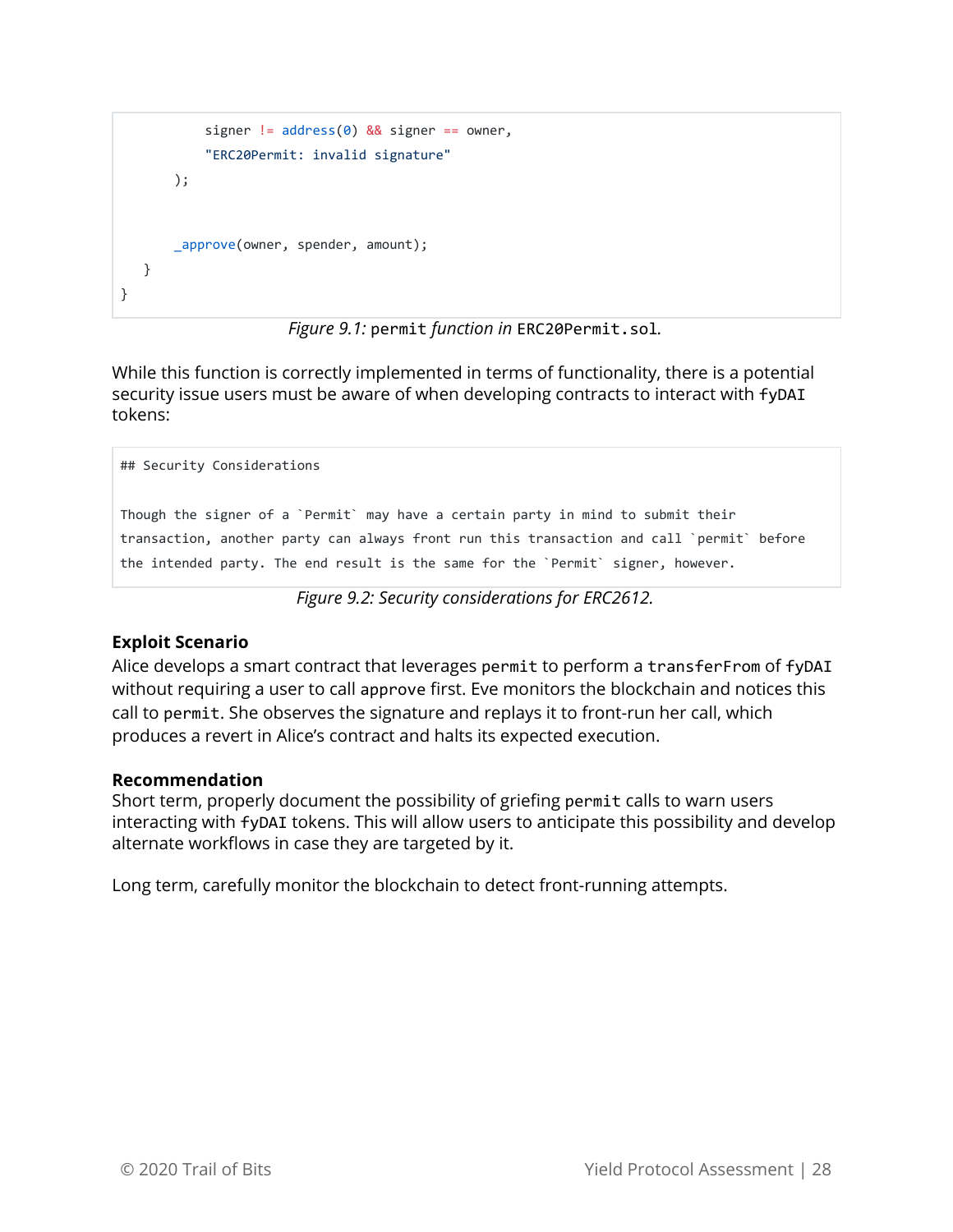```
            signer != address(0) && signer == owner,
            "ERC20Permit: invalid signature"
        );


        _approve(owner, spender, amount);
    }
}
```

*Figure 9.1:* `permit` *function in* `ERC20Permit.sol`*.*

While this function is correctly implemented in terms of functionality, there is a potential security issue users must be aware of when developing contracts to interact with `fyDAI` tokens:

```
## Security Considerations

Though the signer of a `Permit` may have a certain party in mind to submit their
transaction, another party can always front run this transaction and call `permit` before
the intended party. The end result is the same for the `Permit` signer, however.
```

*Figure 9.2: Security considerations for ERC2612.*

**Exploit Scenario**

Alice develops a smart contract that leverages `permit` to perform a `transferFrom` of `fyDAI` without requiring a user to call `approve` first. Eve monitors the blockchain and notices this call to `permit`. She observes the signature and replays it to front-run her call, which produces a revert in Alice's contract and halts its expected execution.

**Recommendation**

Short term, properly document the possibility of griefing `permit` calls to warn users interacting with `fyDAI` tokens. This will allow users to anticipate this possibility and develop alternate workflows in case they are targeted by it.

Long term, carefully monitor the blockchain to detect front-running attempts.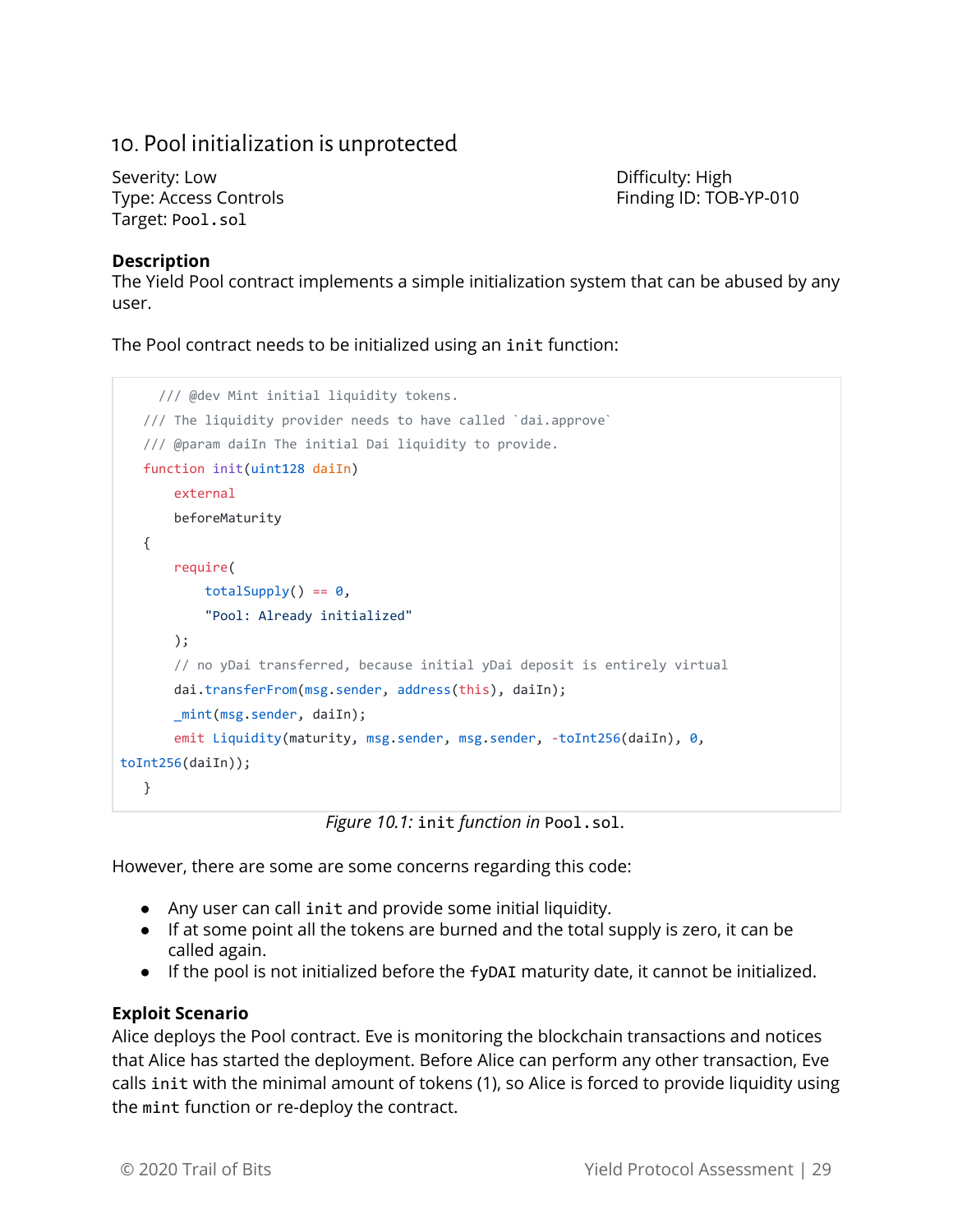## 10. Pool initialization is unprotected

Severity: Low
Type: Access Controls
Target: `Pool.sol`

Difficulty: High
Finding ID: TOB-YP-010

### Description

The Yield Pool contract implements a simple initialization system that can be abused by any user.

The Pool contract needs to be initialized using an `init` function:

```
    /// @dev Mint initial liquidity tokens.
    /// The liquidity provider needs to have called `dai.approve`
    /// @param daiIn The initial Dai liquidity to provide.
    function init(uint128 daiIn)
        external
        beforeMaturity
    {
        require(
            totalSupply() == 0,
            "Pool: Already initialized"
        );
        // no yDai transferred, because initial yDai deposit is entirely virtual
        dai.transferFrom(msg.sender, address(this), daiIn);
        _mint(msg.sender, daiIn);
        emit Liquidity(maturity, msg.sender, msg.sender, -toInt256(daiIn), 0,
toInt256(daiIn));
    }
```

*Figure 10.1:* `init` *function in* `Pool.sol`.

However, there are some are some concerns regarding this code:

- Any user can call `init` and provide some initial liquidity.
- If at some point all the tokens are burned and the total supply is zero, it can be called again.
- If the pool is not initialized before the `fyDAI` maturity date, it cannot be initialized.

### Exploit Scenario

Alice deploys the Pool contract. Eve is monitoring the blockchain transactions and notices that Alice has started the deployment. Before Alice can perform any other transaction, Eve calls `init` with the minimal amount of tokens (1), so Alice is forced to provide liquidity using the `mint` function or re-deploy the contract.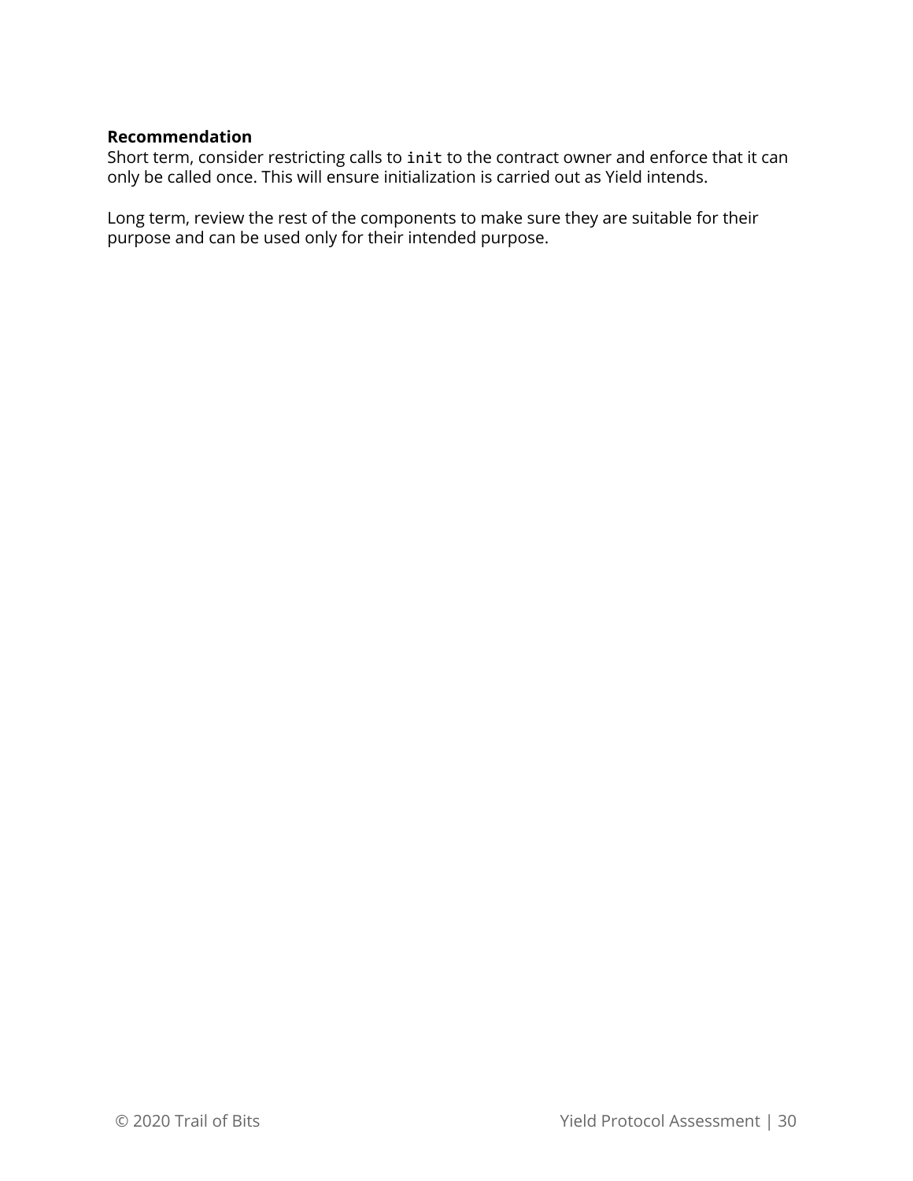**Recommendation**
Short term, consider restricting calls to `init` to the contract owner and enforce that it can only be called once. This will ensure initialization is carried out as Yield intends.

Long term, review the rest of the components to make sure they are suitable for their purpose and can be used only for their intended purpose.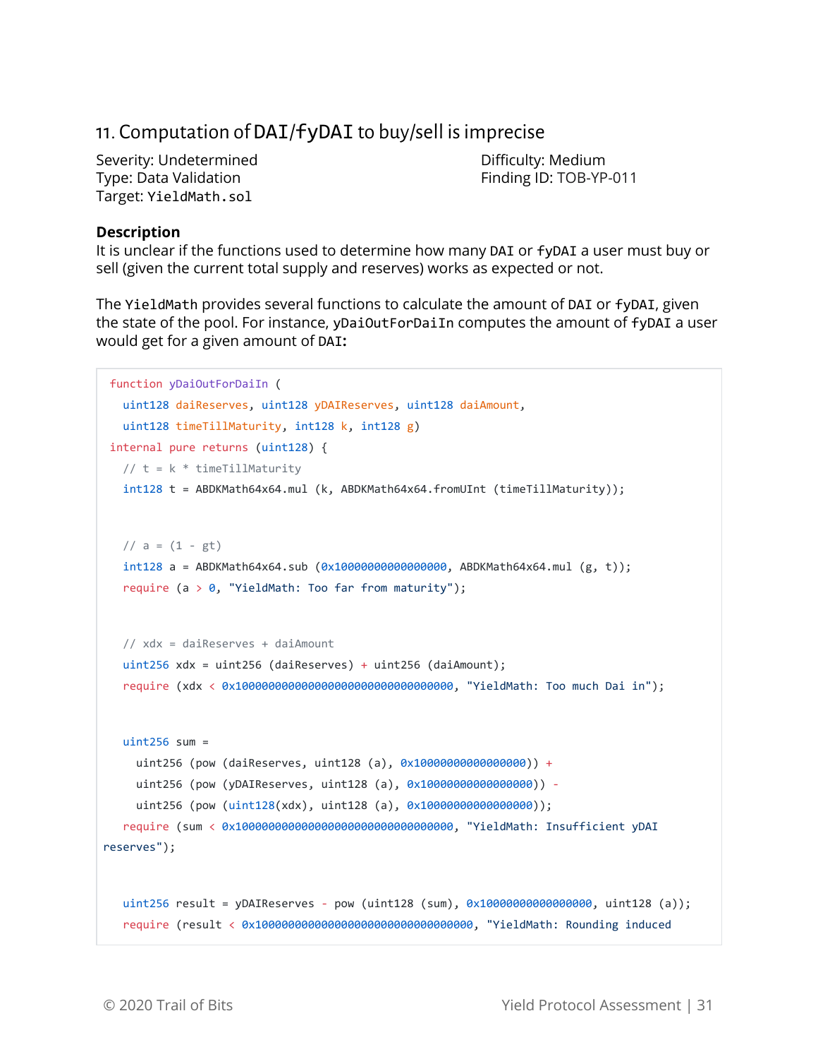## 11. Computation of DAI/fyDAI to buy/sell is imprecise

Severity: Undetermined
Type: Data Validation
Target: YieldMath.sol

Difficulty: Medium
Finding ID: TOB-YP-011

### Description

It is unclear if the functions used to determine how many DAI or fyDAI a user must buy or sell (given the current total supply and reserves) works as expected or not.

The YieldMath provides several functions to calculate the amount of DAI or fyDAI, given the state of the pool. For instance, yDaiOutForDaiIn computes the amount of fyDAI a user would get for a given amount of DAI:

```
function yDaiOutForDaiIn (
  uint128 daiReserves, uint128 yDAIReserves, uint128 daiAmount,
  uint128 timeTillMaturity, int128 k, int128 g)
internal pure returns (uint128) {
  // t = k * timeTillMaturity
  int128 t = ABDKMath64x64.mul (k, ABDKMath64x64.fromUInt (timeTillMaturity));


  // a = (1 - gt)
  int128 a = ABDKMath64x64.sub (0x10000000000000000, ABDKMath64x64.mul (g, t));
  require (a > 0, "YieldMath: Too far from maturity");


  // xdx = daiReserves + daiAmount
  uint256 xdx = uint256 (daiReserves) + uint256 (daiAmount);
  require (xdx < 0x100000000000000000000000000000000, "YieldMath: Too much Dai in");


  uint256 sum =
    uint256 (pow (daiReserves, uint128 (a), 0x10000000000000000)) +
    uint256 (pow (yDAIReserves, uint128 (a), 0x10000000000000000)) -
    uint256 (pow (uint128(xdx), uint128 (a), 0x10000000000000000));
  require (sum < 0x100000000000000000000000000000000, "YieldMath: Insufficient yDAI
reserves");


  uint256 result = yDAIReserves - pow (uint128 (sum), 0x10000000000000000, uint128 (a));
  require (result < 0x100000000000000000000000000000000, "YieldMath: Rounding induced
```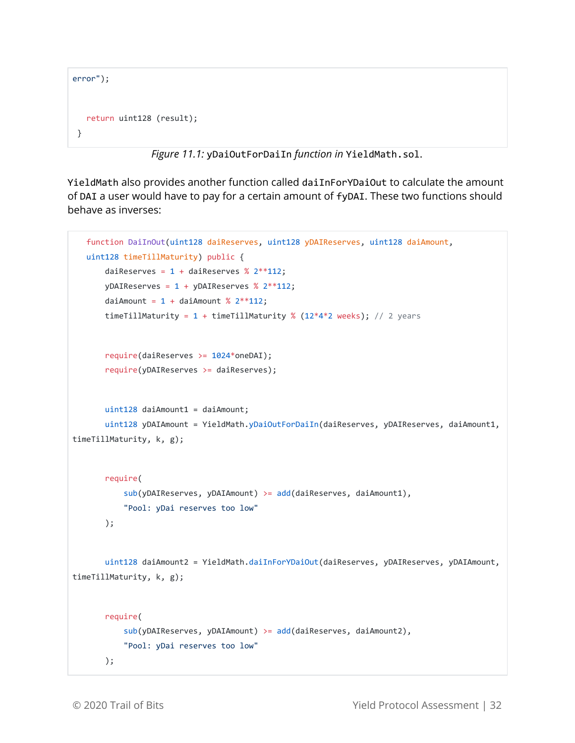```
error");


   return uint128 (result);
 }
```

*Figure 11.1:* `yDaiOutForDaiIn` *function in* `YieldMath.sol`.

`YieldMath` also provides another function called `daiInForYDaiOut` to calculate the amount of `DAI` a user would have to pay for a certain amount of `fyDAI`. These two functions should behave as inverses:

```
   function DaiInOut(uint128 daiReserves, uint128 yDAIReserves, uint128 daiAmount,
   uint128 timeTillMaturity) public {
       daiReserves = 1 + daiReserves % 2**112;
       yDAIReserves = 1 + yDAIReserves % 2**112;
       daiAmount = 1 + daiAmount % 2**112;
       timeTillMaturity = 1 + timeTillMaturity % (12*4*2 weeks); // 2 years


       require(daiReserves >= 1024*oneDAI);
       require(yDAIReserves >= daiReserves);


       uint128 daiAmount1 = daiAmount;
       uint128 yDAIAmount = YieldMath.yDaiOutForDaiIn(daiReserves, yDAIReserves, daiAmount1,
timeTillMaturity, k, g);


       require(
           sub(yDAIReserves, yDAIAmount) >= add(daiReserves, daiAmount1),
           "Pool: yDai reserves too low"
       );


       uint128 daiAmount2 = YieldMath.daiInForYDaiOut(daiReserves, yDAIReserves, yDAIAmount,
timeTillMaturity, k, g);


       require(
           sub(yDAIReserves, yDAIAmount) >= add(daiReserves, daiAmount2),
           "Pool: yDai reserves too low"
       );
```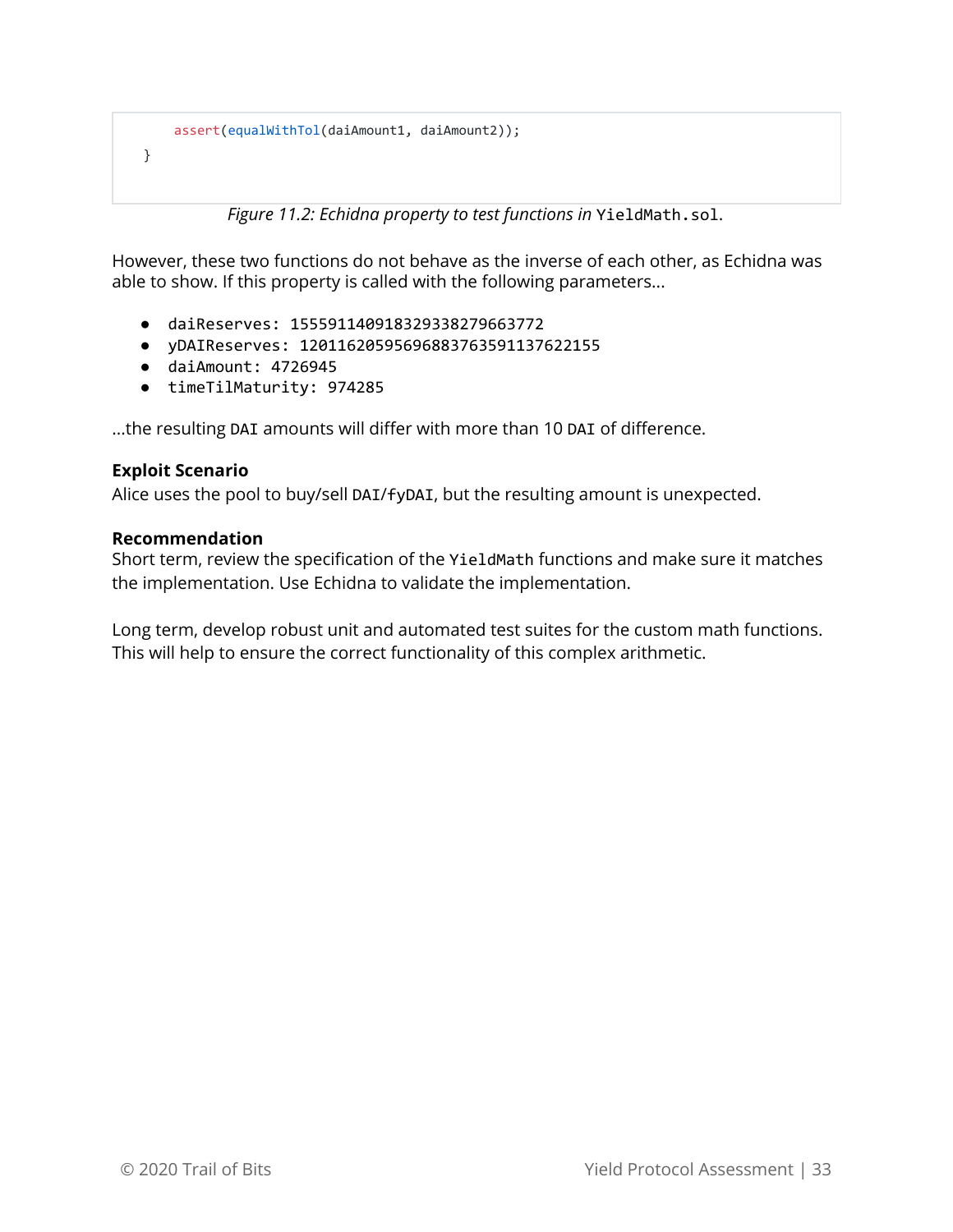```
    assert(equalWithTol(daiAmount1, daiAmount2));
}
```

*Figure 11.2: Echidna property to test functions in* `YieldMath.sol`.

However, these two functions do not behave as the inverse of each other, as Echidna was able to show. If this property is called with the following parameters…

- `daiReserves: 1555911409183293382796637 72`
- `yDAIReserves: 1201162059569688376359113 7622155`
- `daiAmount: 4726945`
- `timeTilMaturity: 974285`

…the resulting `DAI` amounts will differ with more than 10 `DAI` of difference.

**Exploit Scenario**
Alice uses the pool to buy/sell `DAI`/`fyDAI`, but the resulting amount is unexpected.

**Recommendation**
Short term, review the specification of the `YieldMath` functions and make sure it matches the implementation. Use Echidna to validate the implementation.

Long term, develop robust unit and automated test suites for the custom math functions. This will help to ensure the correct functionality of this complex arithmetic.

```
    assert(equalWithTol(daiAmount1, daiAmount2));
}
```

*Figure 11.2: Echidna property to test functions in* `YieldMath.sol`.

However, these two functions do not behave as the inverse of each other, as Echidna was able to show. If this property is called with the following parameters…

- `daiReserves: 155591140918329338279663772`
- `yDAIReserves: 1201162059569688376359113762215 5`
- `daiAmount: 4726945`
- `timeTilMaturity: 974285`

…the resulting `DAI` amounts will differ with more than 10 `DAI` of difference.

**Exploit Scenario**
Alice uses the pool to buy/sell `DAI`/`fyDAI`, but the resulting amount is unexpected.

**Recommendation**
Short term, review the specification of the `YieldMath` functions and make sure it matches the implementation. Use Echidna to validate the implementation.

Long term, develop robust unit and automated test suites for the custom math functions. This will help to ensure the correct functionality of this complex arithmetic.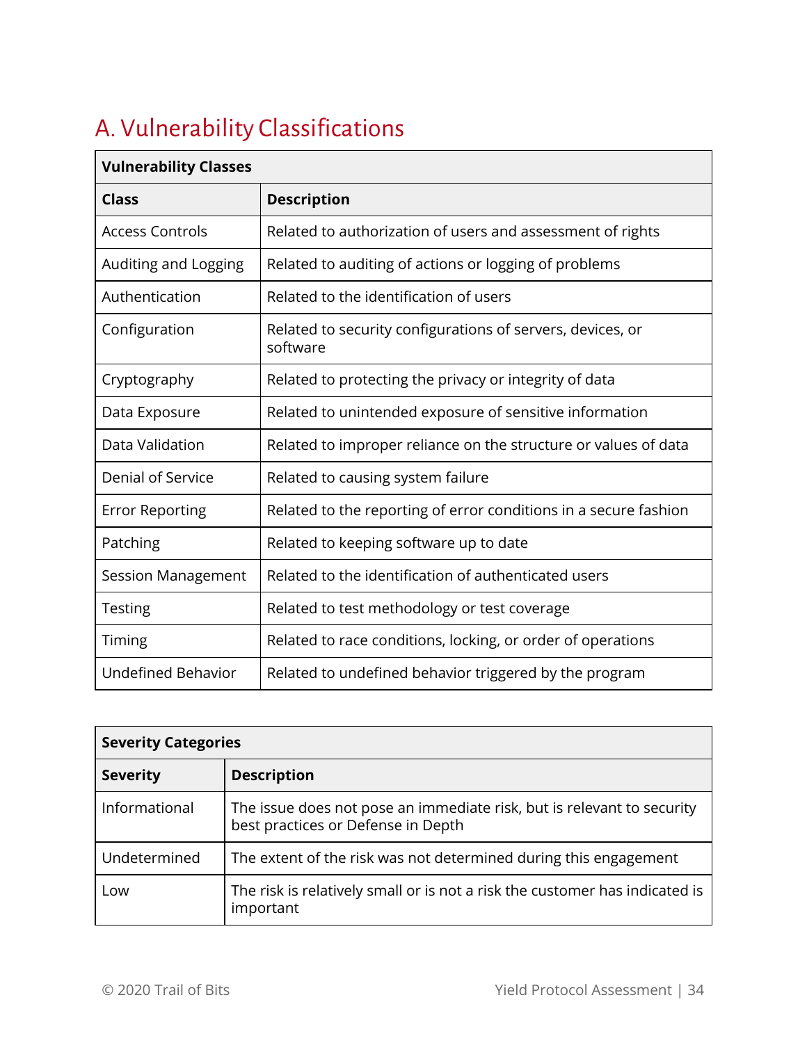# A. Vulnerability Classifications

| Vulnerability Classes | |
|---|---|
| **Class** | **Description** |
| Access Controls | Related to authorization of users and assessment of rights |
| Auditing and Logging | Related to auditing of actions or logging of problems |
| Authentication | Related to the identification of users |
| Configuration | Related to security configurations of servers, devices, or software |
| Cryptography | Related to protecting the privacy or integrity of data |
| Data Exposure | Related to unintended exposure of sensitive information |
| Data Validation | Related to improper reliance on the structure or values of data |
| Denial of Service | Related to causing system failure |
| Error Reporting | Related to the reporting of error conditions in a secure fashion |
| Patching | Related to keeping software up to date |
| Session Management | Related to the identification of authenticated users |
| Testing | Related to test methodology or test coverage |
| Timing | Related to race conditions, locking, or order of operations |
| Undefined Behavior | Related to undefined behavior triggered by the program |

| Severity Categories | |
|---|---|
| **Severity** | **Description** |
| Informational | The issue does not pose an immediate risk, but is relevant to security best practices or Defense in Depth |
| Undetermined | The extent of the risk was not determined during this engagement |
| Low | The risk is relatively small or is not a risk the customer has indicated is important |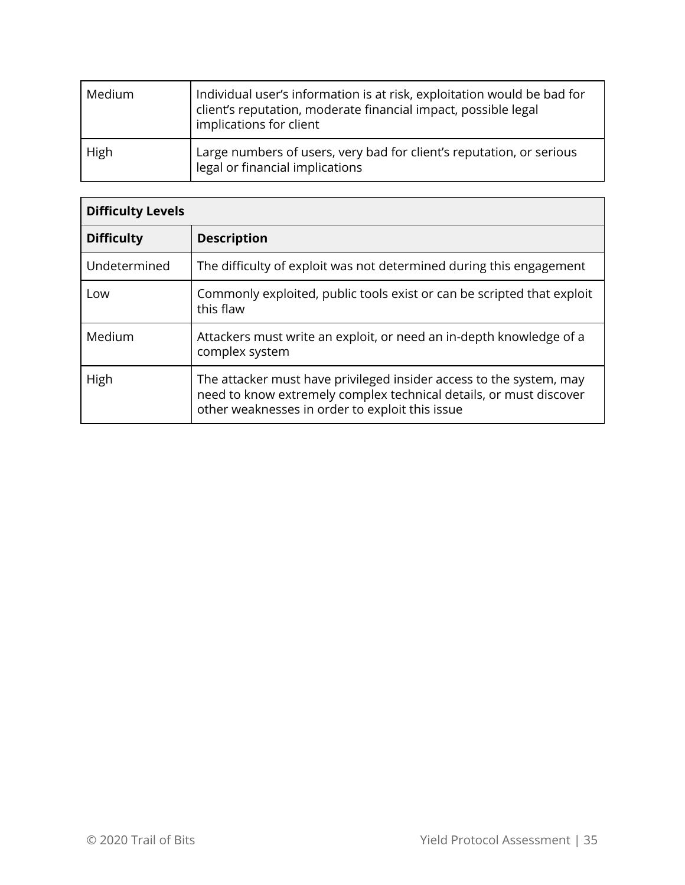| | |
|---|---|
| Medium | Individual user's information is at risk, exploitation would be bad for client's reputation, moderate financial impact, possible legal implications for client |
| High | Large numbers of users, very bad for client's reputation, or serious legal or financial implications |

| Difficulty Levels | |
|---|---|
| **Difficulty** | **Description** |
| Undetermined | The difficulty of exploit was not determined during this engagement |
| Low | Commonly exploited, public tools exist or can be scripted that exploit this flaw |
| Medium | Attackers must write an exploit, or need an in-depth knowledge of a complex system |
| High | The attacker must have privileged insider access to the system, may need to know extremely complex technical details, or must discover other weaknesses in order to exploit this issue |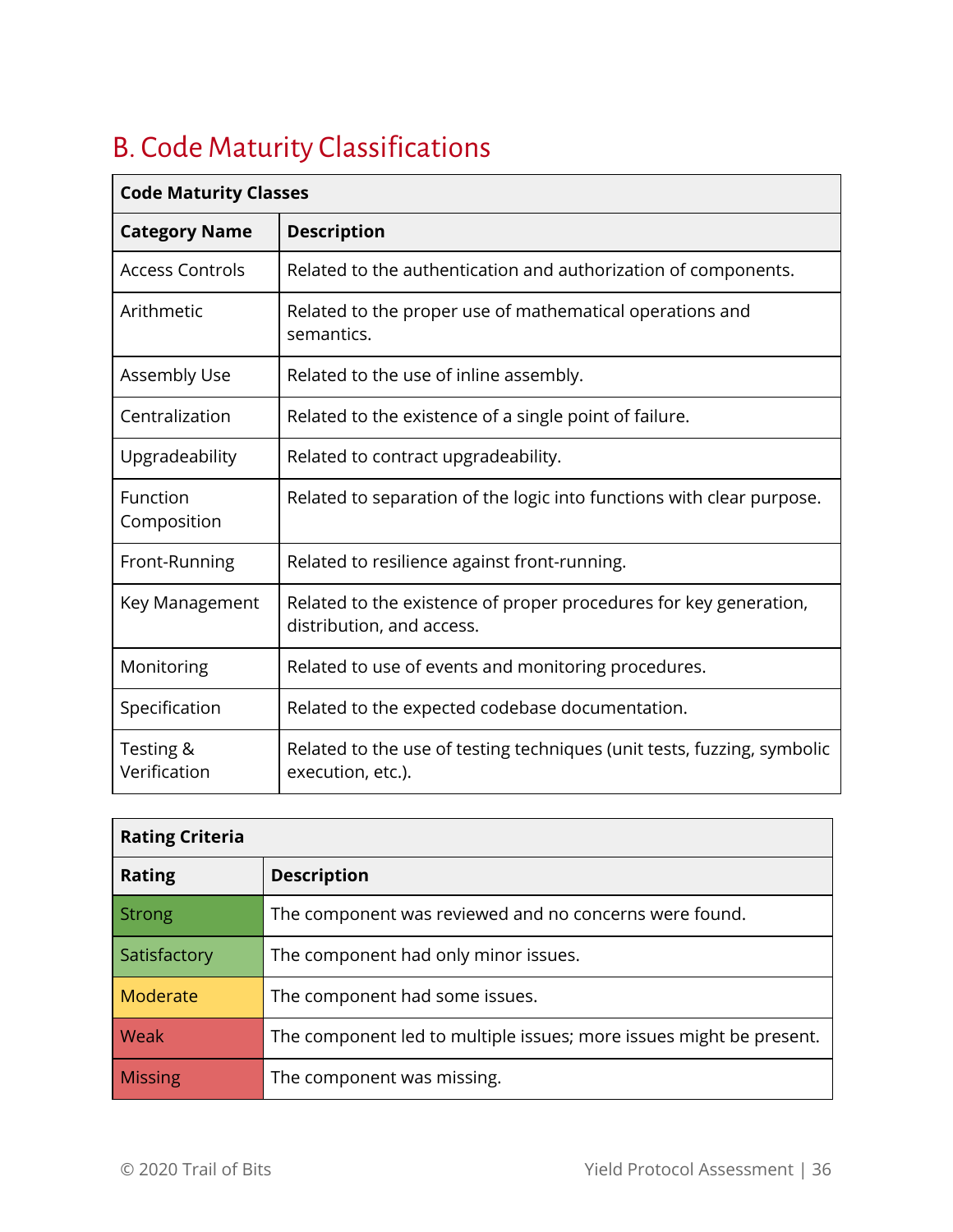## B. Code Maturity Classifications

| Code Maturity Classes | |
|---|---|
| **Category Name** | **Description** |
| Access Controls | Related to the authentication and authorization of components. |
| Arithmetic | Related to the proper use of mathematical operations and semantics. |
| Assembly Use | Related to the use of inline assembly. |
| Centralization | Related to the existence of a single point of failure. |
| Upgradeability | Related to contract upgradeability. |
| Function Composition | Related to separation of the logic into functions with clear purpose. |
| Front-Running | Related to resilience against front-running. |
| Key Management | Related to the existence of proper procedures for key generation, distribution, and access. |
| Monitoring | Related to use of events and monitoring procedures. |
| Specification | Related to the expected codebase documentation. |
| Testing & Verification | Related to the use of testing techniques (unit tests, fuzzing, symbolic execution, etc.). |

| Rating Criteria | |
|---|---|
| **Rating** | **Description** |
| Strong | The component was reviewed and no concerns were found. |
| Satisfactory | The component had only minor issues. |
| Moderate | The component had some issues. |
| Weak | The component led to multiple issues; more issues might be present. |
| Missing | The component was missing. |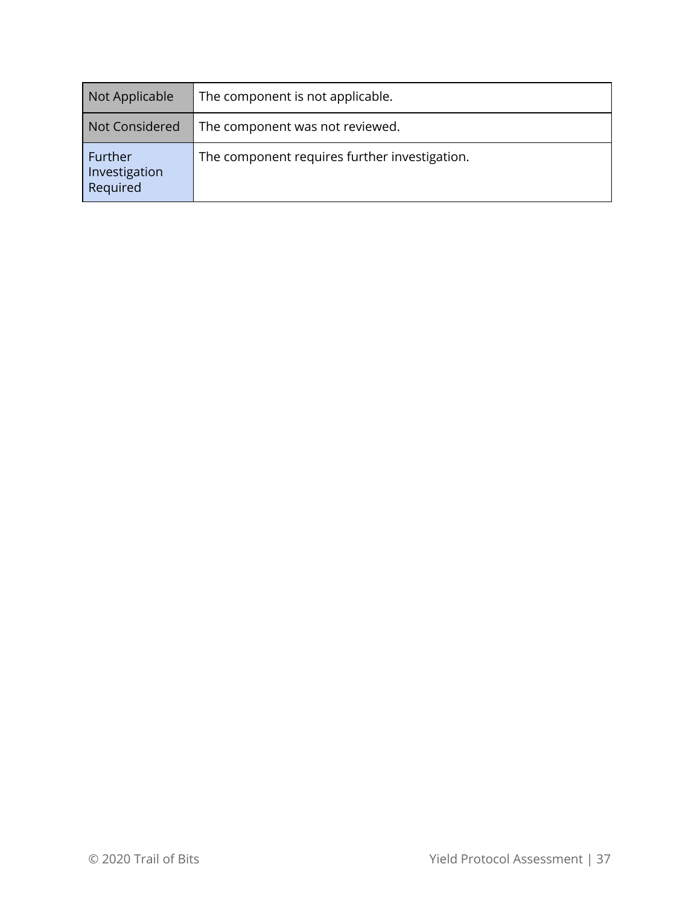| | |
|---|---|
| Not Applicable | The component is not applicable. |
| Not Considered | The component was not reviewed. |
| Further Investigation Required | The component requires further investigation. |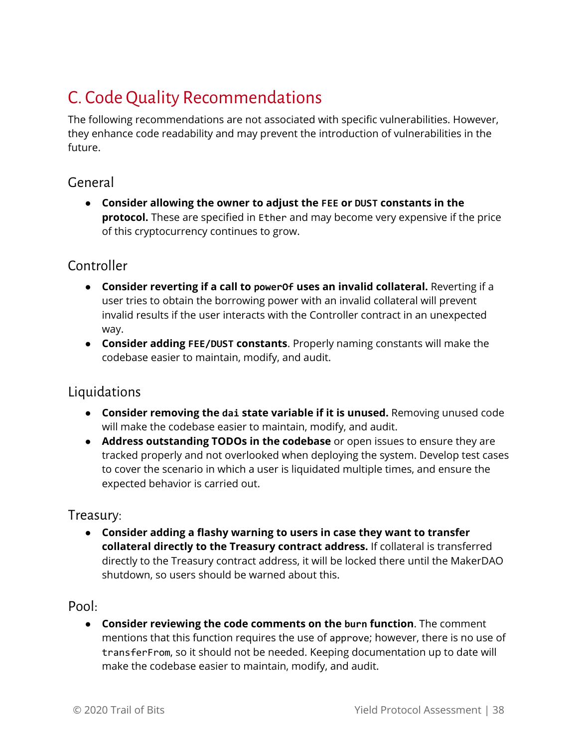# C. Code Quality Recommendations

The following recommendations are not associated with specific vulnerabilities. However, they enhance code readability and may prevent the introduction of vulnerabilities in the future.

## General

- **Consider allowing the owner to adjust the `FEE` or `DUST` constants in the protocol.** These are specified in `Ether` and may become very expensive if the price of this cryptocurrency continues to grow.

## Controller

- **Consider reverting if a call to `powerOf` uses an invalid collateral.** Reverting if a user tries to obtain the borrowing power with an invalid collateral will prevent invalid results if the user interacts with the Controller contract in an unexpected way.
- **Consider adding `FEE/DUST` constants**. Properly naming constants will make the codebase easier to maintain, modify, and audit.

## Liquidations

- **Consider removing the `dai` state variable if it is unused.** Removing unused code will make the codebase easier to maintain, modify, and audit.
- **Address outstanding TODOs in the codebase** or open issues to ensure they are tracked properly and not overlooked when deploying the system. Develop test cases to cover the scenario in which a user is liquidated multiple times, and ensure the expected behavior is carried out.

## Treasury:

- **Consider adding a flashy warning to users in case they want to transfer collateral directly to the Treasury contract address.** If collateral is transferred directly to the Treasury contract address, it will be locked there until the MakerDAO shutdown, so users should be warned about this.

## Pool:

- **Consider reviewing the code comments on the `burn` function**. The comment mentions that this function requires the use of `approve`; however, there is no use of `transferFrom`, so it should not be needed. Keeping documentation up to date will make the codebase easier to maintain, modify, and audit.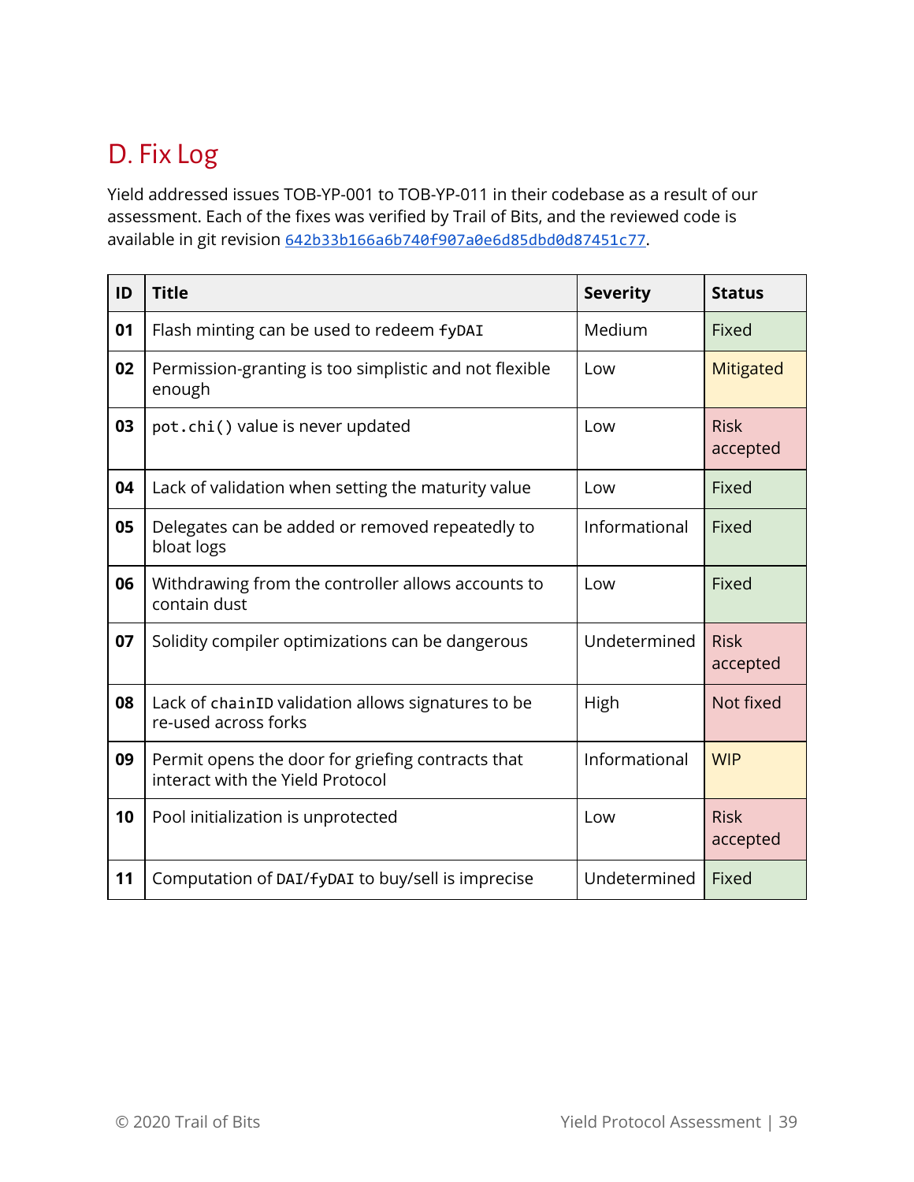# D. Fix Log

Yield addressed issues TOB-YP-001 to TOB-YP-011 in their codebase as a result of our assessment. Each of the fixes was verified by Trail of Bits, and the reviewed code is available in git revision [642b33b166a6b740f907a0e6d85dbd0d87451c77](642b33b166a6b740f907a0e6d85dbd0d87451c77).

| ID | Title | Severity | Status |
|---|---|---|---|
| **01** | Flash minting can be used to redeem `fyDAI` | Medium | Fixed |
| **02** | Permission-granting is too simplistic and not flexible enough | Low | Mitigated |
| **03** | `pot.chi()` value is never updated | Low | Risk accepted |
| **04** | Lack of validation when setting the maturity value | Low | Fixed |
| **05** | Delegates can be added or removed repeatedly to bloat logs | Informational | Fixed |
| **06** | Withdrawing from the controller allows accounts to contain dust | Low | Fixed |
| **07** | Solidity compiler optimizations can be dangerous | Undetermined | Risk accepted |
| **08** | Lack of `chainID` validation allows signatures to be re-used across forks | High | Not fixed |
| **09** | Permit opens the door for griefing contracts that interact with the Yield Protocol | Informational | WIP |
| **10** | Pool initialization is unprotected | Low | Risk accepted |
| **11** | Computation of `DAI/fyDAI` to buy/sell is imprecise | Undetermined | Fixed |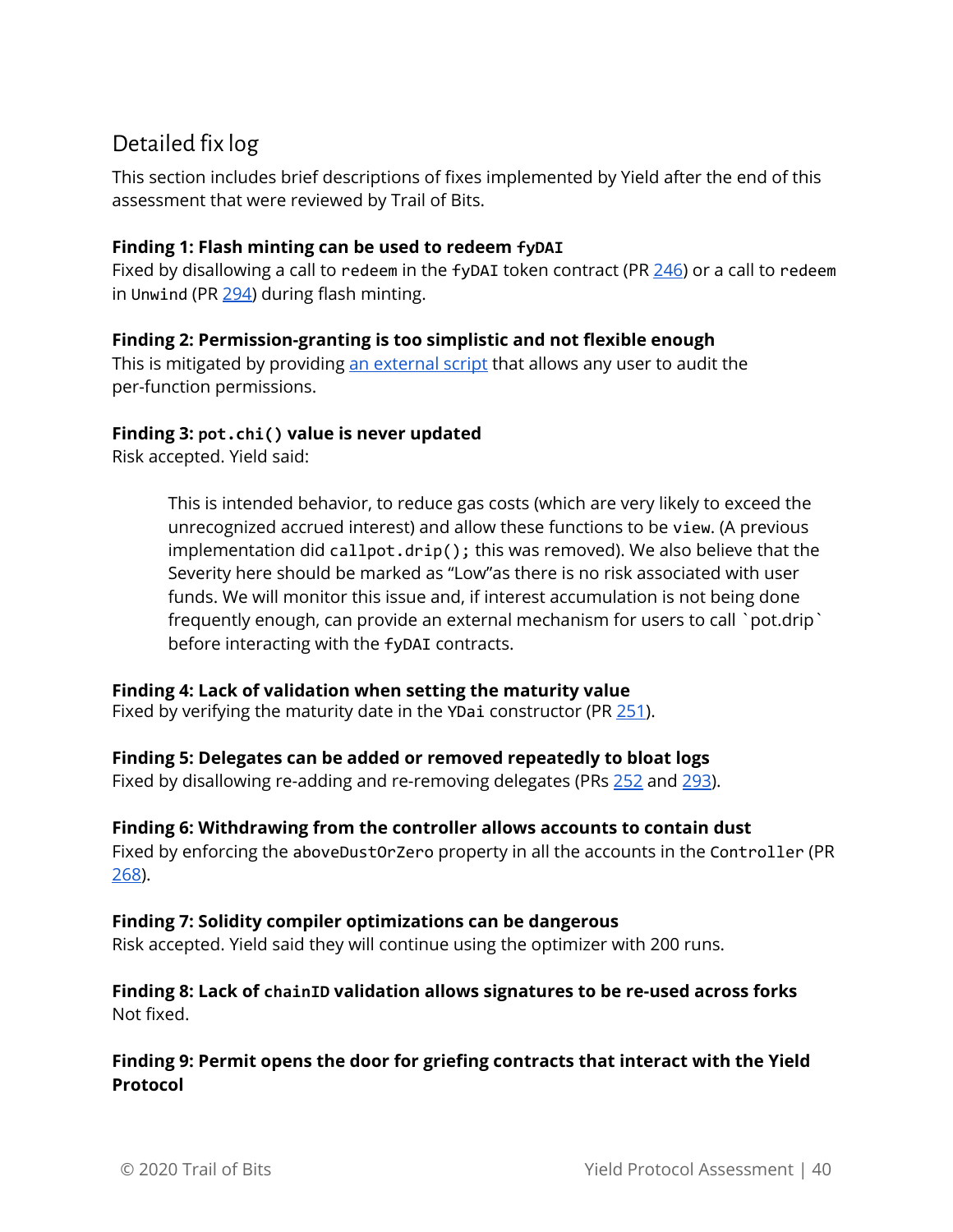## Detailed fix log

This section includes brief descriptions of fixes implemented by Yield after the end of this assessment that were reviewed by Trail of Bits.

**Finding 1: Flash minting can be used to redeem `fyDAI`**
Fixed by disallowing a call to `redeem` in the `fyDAI` token contract (PR 246) or a call to `redeem` in `Unwind` (PR 294) during flash minting.

**Finding 2: Permission-granting is too simplistic and not flexible enough**
This is mitigated by providing an external script that allows any user to audit the per-function permissions.

**Finding 3: `pot.chi()` value is never updated**
Risk accepted. Yield said:

> This is intended behavior, to reduce gas costs (which are very likely to exceed the unrecognized accrued interest) and allow these functions to be `view`. (A previous implementation did `callpot.drip()`; this was removed). We also believe that the Severity here should be marked as "Low"as there is no risk associated with user funds. We will monitor this issue and, if interest accumulation is not being done frequently enough, can provide an external mechanism for users to call `pot.drip` before interacting with the `fyDAI` contracts.

**Finding 4: Lack of validation when setting the maturity value**
Fixed by verifying the maturity date in the `YDai` constructor (PR 251).

**Finding 5: Delegates can be added or removed repeatedly to bloat logs**
Fixed by disallowing re-adding and re-removing delegates (PRs 252 and 293).

**Finding 6: Withdrawing from the controller allows accounts to contain dust**
Fixed by enforcing the `aboveDustOrZero` property in all the accounts in the `Controller` (PR 268).

**Finding 7: Solidity compiler optimizations can be dangerous**
Risk accepted. Yield said they will continue using the optimizer with 200 runs.

**Finding 8: Lack of `chainID` validation allows signatures to be re-used across forks**
Not fixed.

**Finding 9: Permit opens the door for griefing contracts that interact with the Yield Protocol**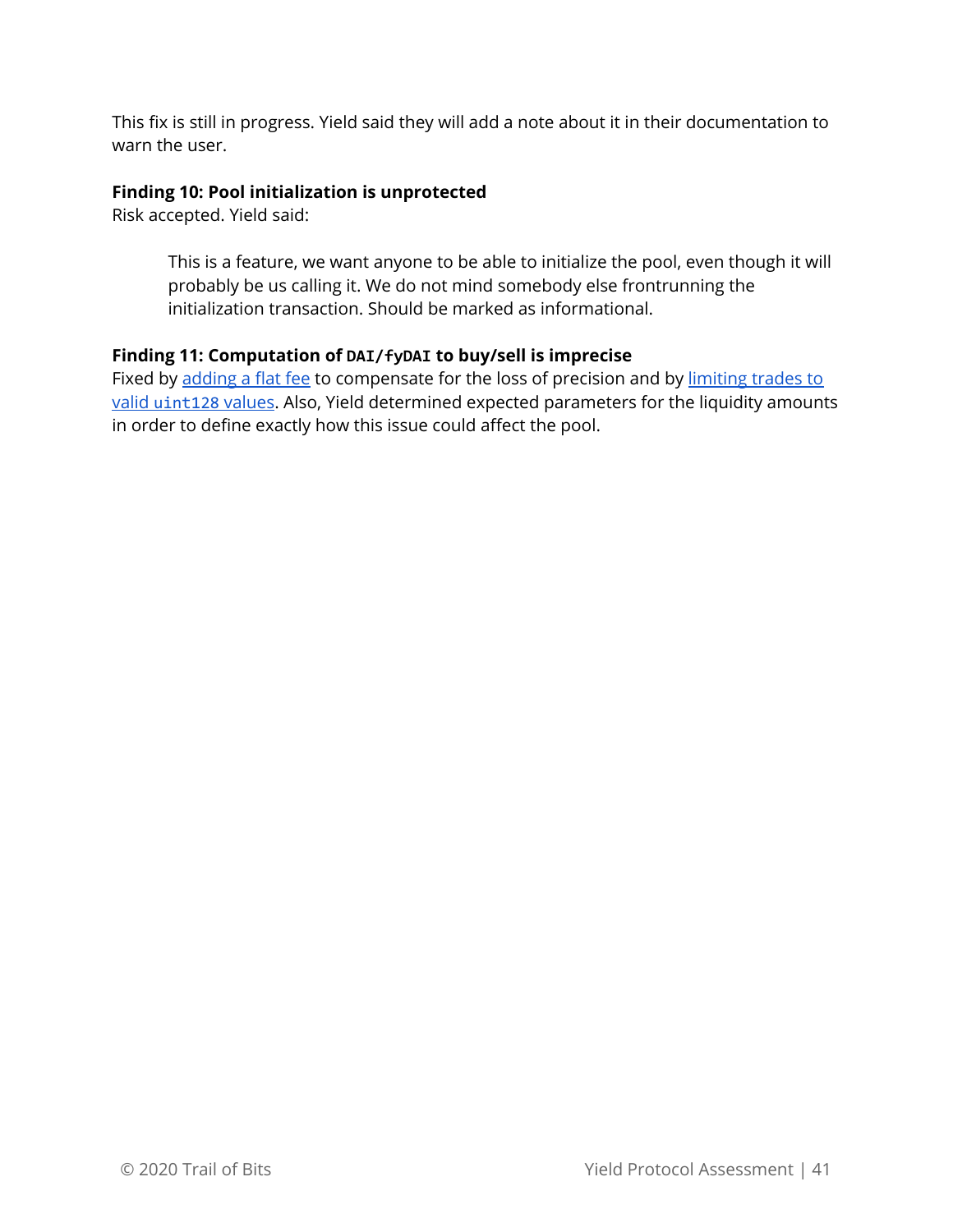This fix is still in progress. Yield said they will add a note about it in their documentation to warn the user.

**Finding 10: Pool initialization is unprotected**

Risk accepted. Yield said:

> This is a feature, we want anyone to be able to initialize the pool, even though it will probably be us calling it. We do not mind somebody else frontrunning the initialization transaction. Should be marked as informational.

**Finding 11: Computation of `DAI/fyDAI` to buy/sell is imprecise**

Fixed by adding a flat fee to compensate for the loss of precision and by limiting trades to valid `uint128` values. Also, Yield determined expected parameters for the liquidity amounts in order to define exactly how this issue could affect the pool.